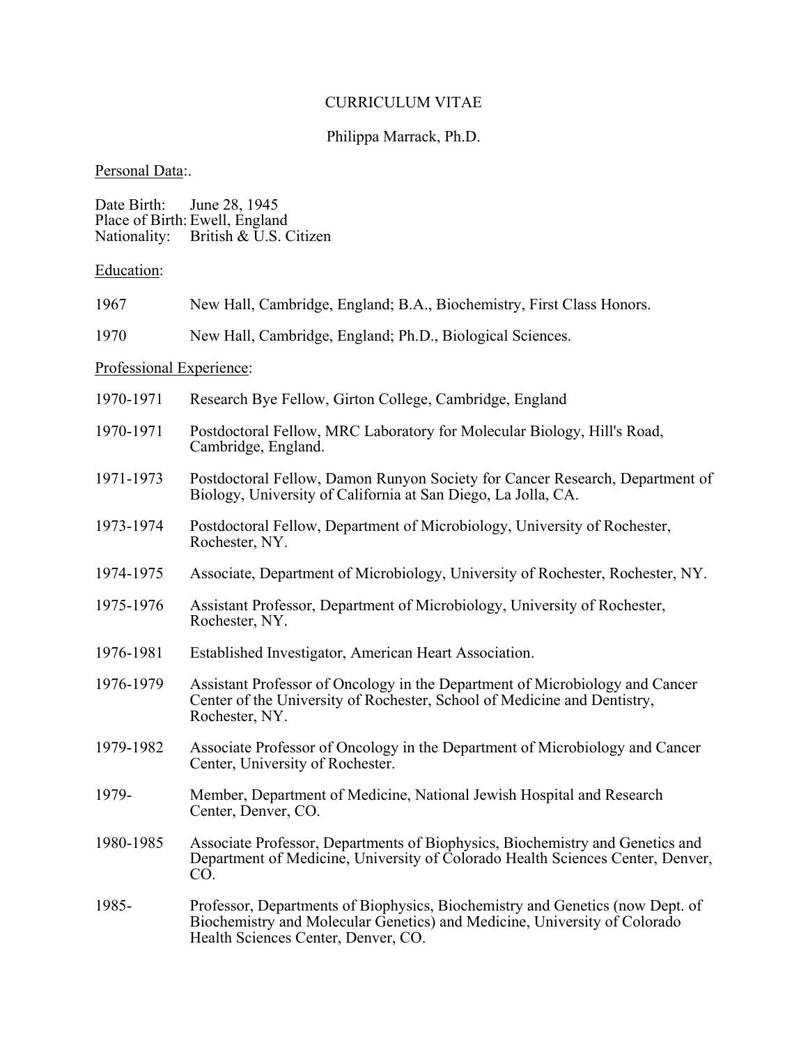# CURRICULUM VITAE

## Philippa Marrack, Ph.D.

Personal Data:.

Date Birth: June 28, 1945
Place of Birth: Ewell, England
Nationality: British & U.S. Citizen

Education:

1967 New Hall, Cambridge, England; B.A., Biochemistry, First Class Honors.

1970 New Hall, Cambridge, England; Ph.D., Biological Sciences.

Professional Experience:

1970-1971 Research Bye Fellow, Girton College, Cambridge, England

1970-1971 Postdoctoral Fellow, MRC Laboratory for Molecular Biology, Hill's Road, Cambridge, England.

1971-1973 Postdoctoral Fellow, Damon Runyon Society for Cancer Research, Department of Biology, University of California at San Diego, La Jolla, CA.

1973-1974 Postdoctoral Fellow, Department of Microbiology, University of Rochester, Rochester, NY.

1974-1975 Associate, Department of Microbiology, University of Rochester, Rochester, NY.

1975-1976 Assistant Professor, Department of Microbiology, University of Rochester, Rochester, NY.

1976-1981 Established Investigator, American Heart Association.

1976-1979 Assistant Professor of Oncology in the Department of Microbiology and Cancer Center of the University of Rochester, School of Medicine and Dentistry, Rochester, NY.

1979-1982 Associate Professor of Oncology in the Department of Microbiology and Cancer Center, University of Rochester.

1979- Member, Department of Medicine, National Jewish Hospital and Research Center, Denver, CO.

1980-1985 Associate Professor, Departments of Biophysics, Biochemistry and Genetics and Department of Medicine, University of Colorado Health Sciences Center, Denver, CO.

1985- Professor, Departments of Biophysics, Biochemistry and Genetics (now Dept. of Biochemistry and Molecular Genetics) and Medicine, University of Colorado Health Sciences Center, Denver, CO.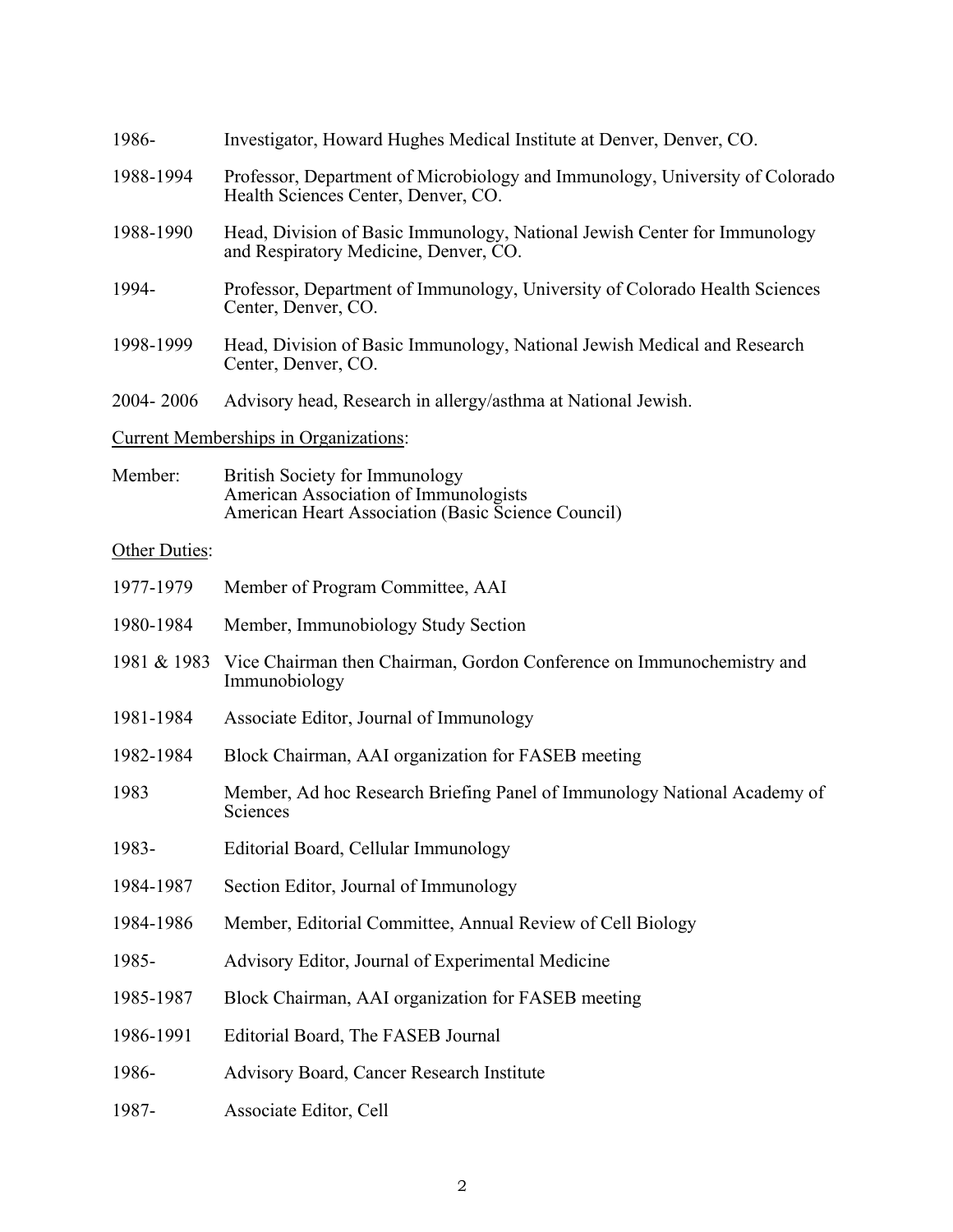1986- Investigator, Howard Hughes Medical Institute at Denver, Denver, CO.

1988-1994 Professor, Department of Microbiology and Immunology, University of Colorado Health Sciences Center, Denver, CO.

1988-1990 Head, Division of Basic Immunology, National Jewish Center for Immunology and Respiratory Medicine, Denver, CO.

1994- Professor, Department of Immunology, University of Colorado Health Sciences Center, Denver, CO.

1998-1999 Head, Division of Basic Immunology, National Jewish Medical and Research Center, Denver, CO.

2004- 2006 Advisory head, Research in allergy/asthma at National Jewish.

Current Memberships in Organizations:

Member: British Society for Immunology
American Association of Immunologists
American Heart Association (Basic Science Council)

Other Duties:

1977-1979 Member of Program Committee, AAI

1980-1984 Member, Immunobiology Study Section

1981 & 1983 Vice Chairman then Chairman, Gordon Conference on Immunochemistry and Immunobiology

1981-1984 Associate Editor, Journal of Immunology

1982-1984 Block Chairman, AAI organization for FASEB meeting

1983 Member, Ad hoc Research Briefing Panel of Immunology National Academy of Sciences

1983- Editorial Board, Cellular Immunology

1984-1987 Section Editor, Journal of Immunology

1984-1986 Member, Editorial Committee, Annual Review of Cell Biology

1985- Advisory Editor, Journal of Experimental Medicine

1985-1987 Block Chairman, AAI organization for FASEB meeting

1986-1991 Editorial Board, The FASEB Journal

1986- Advisory Board, Cancer Research Institute

1987- Associate Editor, Cell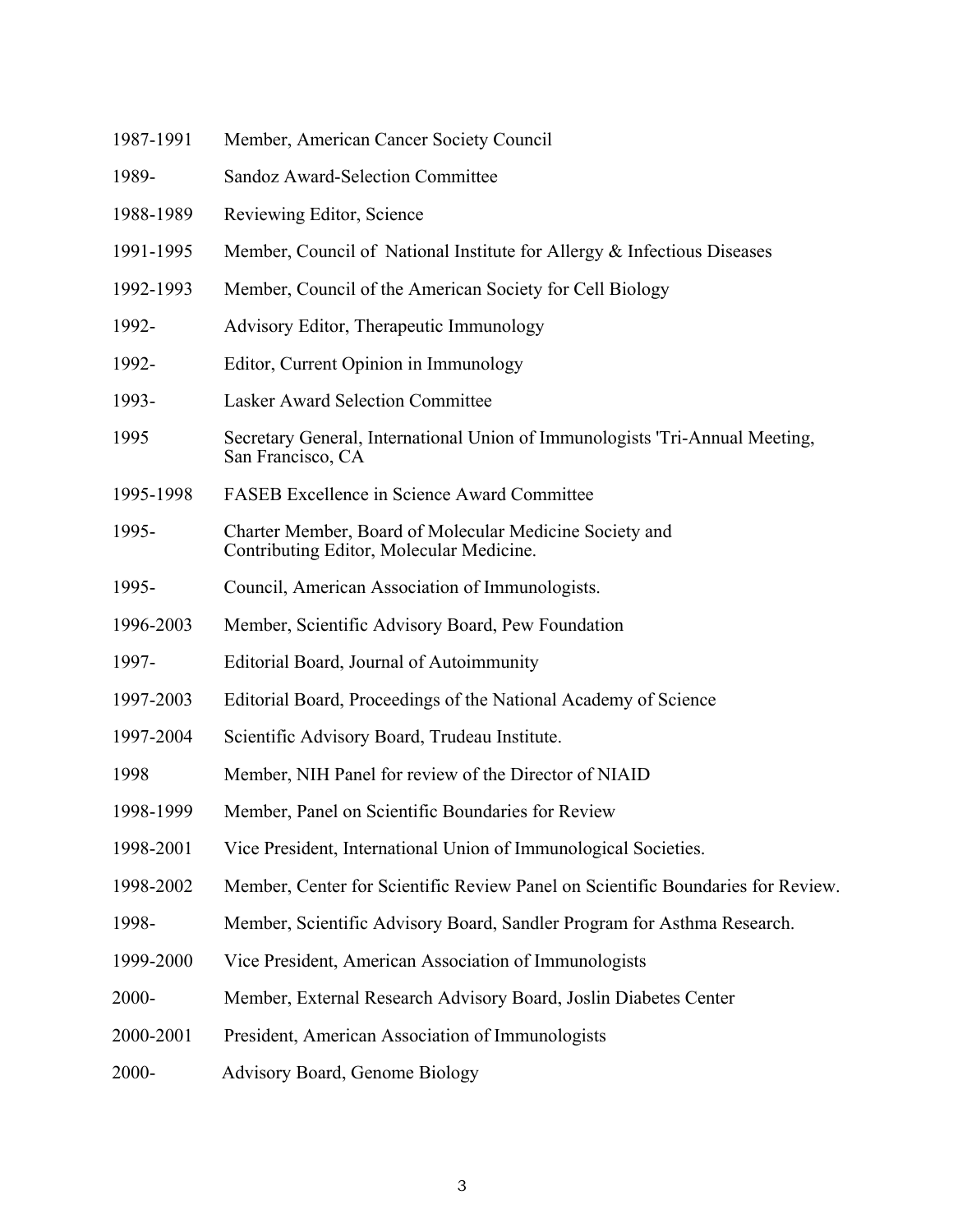| | |
|---|---|
| 1987-1991 | Member, American Cancer Society Council |
| 1989- | Sandoz Award-Selection Committee |
| 1988-1989 | Reviewing Editor, Science |
| 1991-1995 | Member, Council of National Institute for Allergy & Infectious Diseases |
| 1992-1993 | Member, Council of the American Society for Cell Biology |
| 1992- | Advisory Editor, Therapeutic Immunology |
| 1992- | Editor, Current Opinion in Immunology |
| 1993- | Lasker Award Selection Committee |
| 1995 | Secretary General, International Union of Immunologists 'Tri-Annual Meeting, San Francisco, CA |
| 1995-1998 | FASEB Excellence in Science Award Committee |
| 1995- | Charter Member, Board of Molecular Medicine Society and Contributing Editor, Molecular Medicine. |
| 1995- | Council, American Association of Immunologists. |
| 1996-2003 | Member, Scientific Advisory Board, Pew Foundation |
| 1997- | Editorial Board, Journal of Autoimmunity |
| 1997-2003 | Editorial Board, Proceedings of the National Academy of Science |
| 1997-2004 | Scientific Advisory Board, Trudeau Institute. |
| 1998 | Member, NIH Panel for review of the Director of NIAID |
| 1998-1999 | Member, Panel on Scientific Boundaries for Review |
| 1998-2001 | Vice President, International Union of Immunological Societies. |
| 1998-2002 | Member, Center for Scientific Review Panel on Scientific Boundaries for Review. |
| 1998- | Member, Scientific Advisory Board, Sandler Program for Asthma Research. |
| 1999-2000 | Vice President, American Association of Immunologists |
| 2000- | Member, External Research Advisory Board, Joslin Diabetes Center |
| 2000-2001 | President, American Association of Immunologists |
| 2000- | Advisory Board, Genome Biology |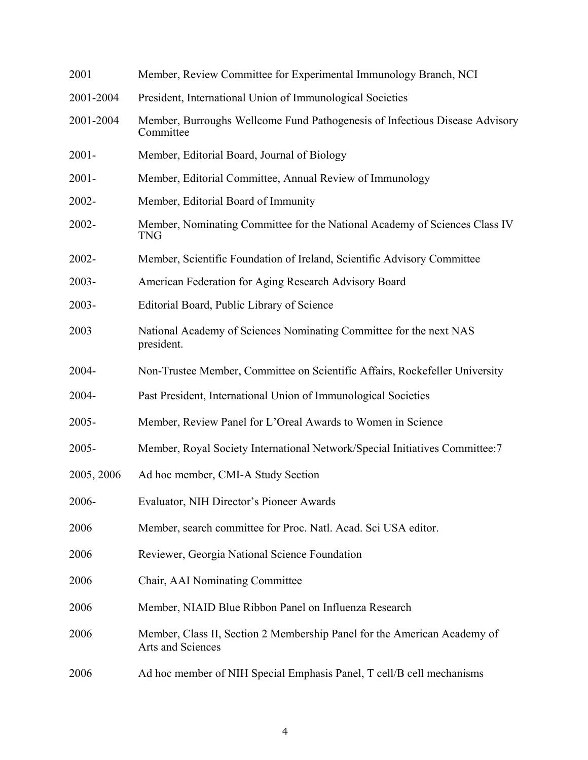| | |
|---|---|
| 2001 | Member, Review Committee for Experimental Immunology Branch, NCI |
| 2001-2004 | President, International Union of Immunological Societies |
| 2001-2004 | Member, Burroughs Wellcome Fund Pathogenesis of Infectious Disease Advisory Committee |
| 2001- | Member, Editorial Board, Journal of Biology |
| 2001- | Member, Editorial Committee, Annual Review of Immunology |
| 2002- | Member, Editorial Board of Immunity |
| 2002- | Member, Nominating Committee for the National Academy of Sciences Class IV TNG |
| 2002- | Member, Scientific Foundation of Ireland, Scientific Advisory Committee |
| 2003- | American Federation for Aging Research Advisory Board |
| 2003- | Editorial Board, Public Library of Science |
| 2003 | National Academy of Sciences Nominating Committee for the next NAS president. |
| 2004- | Non-Trustee Member, Committee on Scientific Affairs, Rockefeller University |
| 2004- | Past President, International Union of Immunological Societies |
| 2005- | Member, Review Panel for L'Oreal Awards to Women in Science |
| 2005- | Member, Royal Society International Network/Special Initiatives Committee:7 |
| 2005, 2006 | Ad hoc member, CMI-A Study Section |
| 2006- | Evaluator, NIH Director's Pioneer Awards |
| 2006 | Member, search committee for Proc. Natl. Acad. Sci USA editor. |
| 2006 | Reviewer, Georgia National Science Foundation |
| 2006 | Chair, AAI Nominating Committee |
| 2006 | Member, NIAID Blue Ribbon Panel on Influenza Research |
| 2006 | Member, Class II, Section 2 Membership Panel for the American Academy of Arts and Sciences |
| 2006 | Ad hoc member of NIH Special Emphasis Panel, T cell/B cell mechanisms |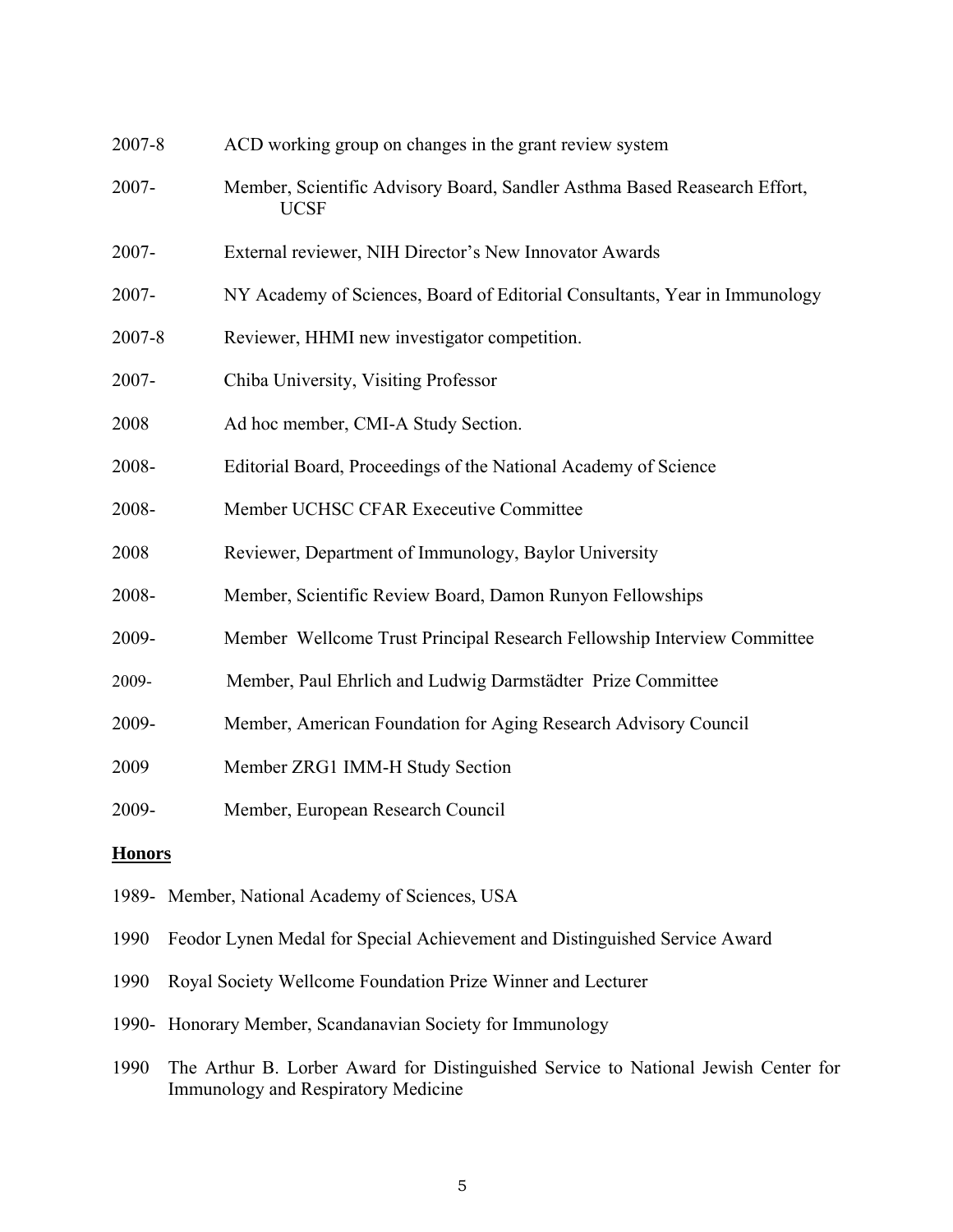2007-8 ACD working group on changes in the grant review system

2007- Member, Scientific Advisory Board, Sandler Asthma Based Reasearch Effort, UCSF

2007- External reviewer, NIH Director's New Innovator Awards

2007- NY Academy of Sciences, Board of Editorial Consultants, Year in Immunology

2007-8 Reviewer, HHMI new investigator competition.

2007- Chiba University, Visiting Professor

2008 Ad hoc member, CMI-A Study Section.

2008- Editorial Board, Proceedings of the National Academy of Science

2008- Member UCHSC CFAR Execeutive Committee

2008 Reviewer, Department of Immunology, Baylor University

2008- Member, Scientific Review Board, Damon Runyon Fellowships

2009- Member Wellcome Trust Principal Research Fellowship Interview Committee

2009- Member, Paul Ehrlich and Ludwig Darmstädter Prize Committee

2009- Member, American Foundation for Aging Research Advisory Council

2009 Member ZRG1 IMM-H Study Section

2009- Member, European Research Council

**Honors**

1989- Member, National Academy of Sciences, USA

1990 Feodor Lynen Medal for Special Achievement and Distinguished Service Award

1990 Royal Society Wellcome Foundation Prize Winner and Lecturer

1990- Honorary Member, Scandanavian Society for Immunology

1990 The Arthur B. Lorber Award for Distinguished Service to National Jewish Center for Immunology and Respiratory Medicine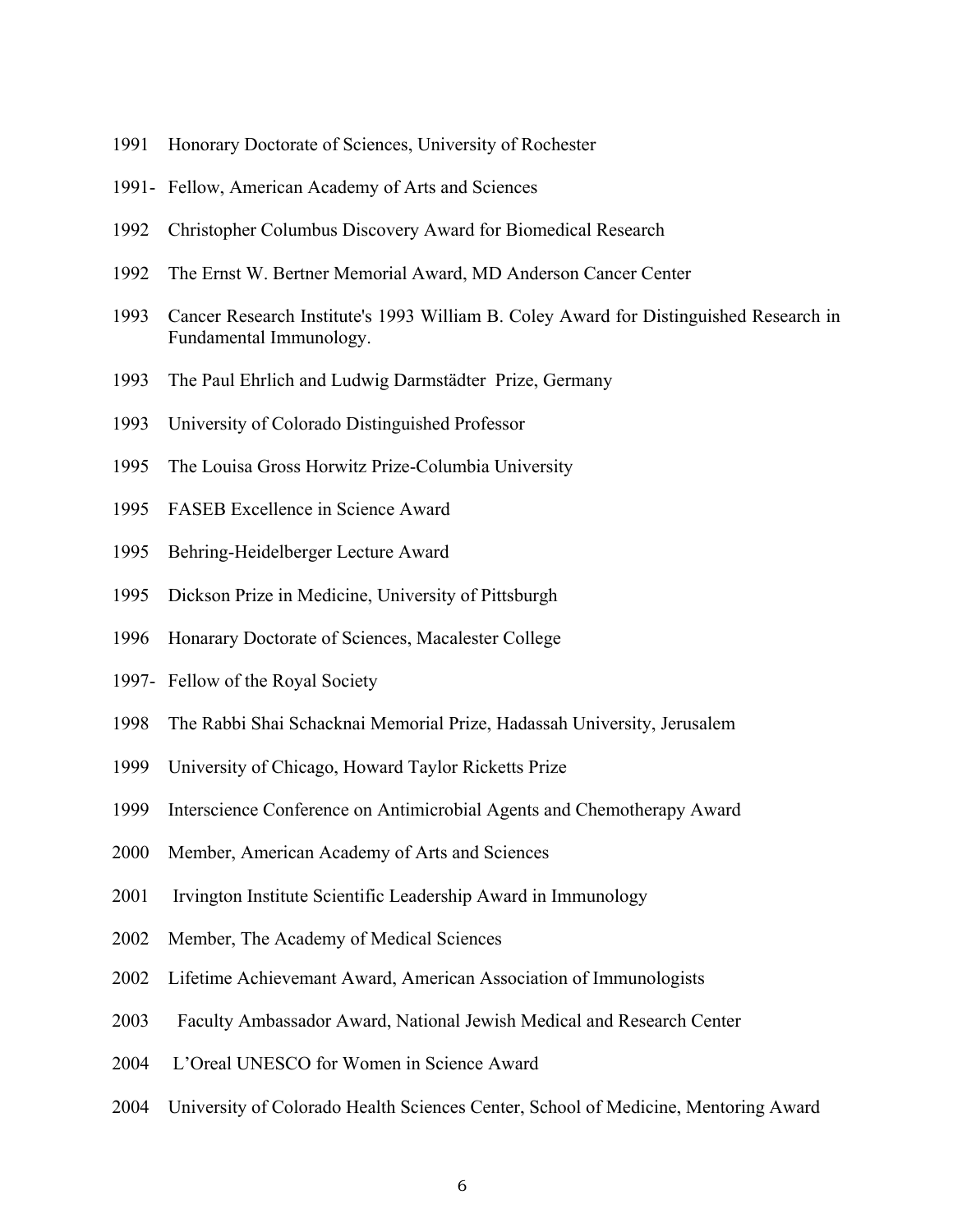1991 Honorary Doctorate of Sciences, University of Rochester

1991- Fellow, American Academy of Arts and Sciences

1992 Christopher Columbus Discovery Award for Biomedical Research

1992 The Ernst W. Bertner Memorial Award, MD Anderson Cancer Center

1993 Cancer Research Institute's 1993 William B. Coley Award for Distinguished Research in Fundamental Immunology.

1993 The Paul Ehrlich and Ludwig Darmstädter Prize, Germany

1993 University of Colorado Distinguished Professor

1995 The Louisa Gross Horwitz Prize-Columbia University

1995 FASEB Excellence in Science Award

1995 Behring-Heidelberger Lecture Award

1995 Dickson Prize in Medicine, University of Pittsburgh

1996 Honarary Doctorate of Sciences, Macalester College

1997- Fellow of the Royal Society

1998 The Rabbi Shai Schacknai Memorial Prize, Hadassah University, Jerusalem

1999 University of Chicago, Howard Taylor Ricketts Prize

1999 Interscience Conference on Antimicrobial Agents and Chemotherapy Award

2000 Member, American Academy of Arts and Sciences

2001 Irvington Institute Scientific Leadership Award in Immunology

2002 Member, The Academy of Medical Sciences

2002 Lifetime Achievemant Award, American Association of Immunologists

2003 Faculty Ambassador Award, National Jewish Medical and Research Center

2004 L'Oreal UNESCO for Women in Science Award

2004 University of Colorado Health Sciences Center, School of Medicine, Mentoring Award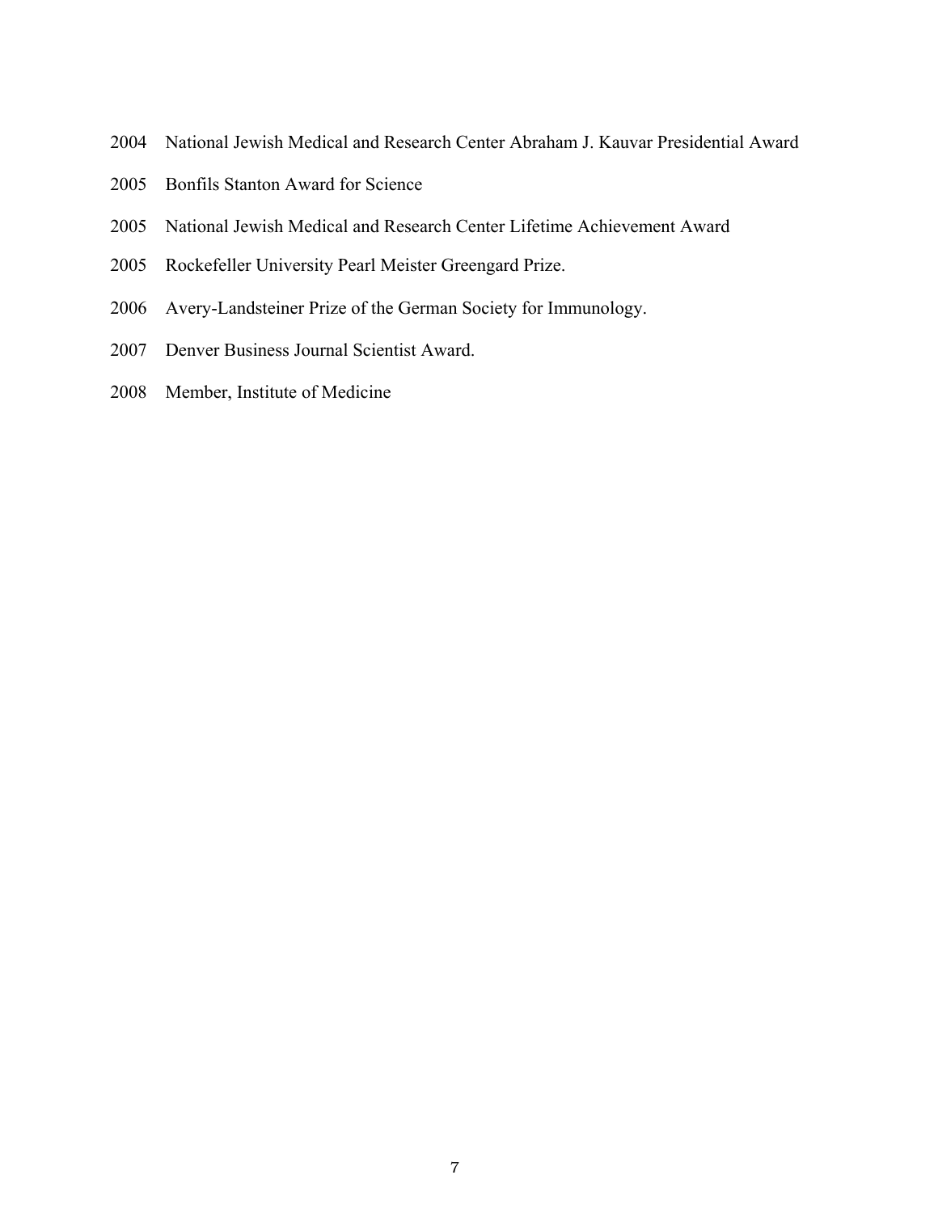2004 National Jewish Medical and Research Center Abraham J. Kauvar Presidential Award

2005 Bonfils Stanton Award for Science

2005 National Jewish Medical and Research Center Lifetime Achievement Award

2005 Rockefeller University Pearl Meister Greengard Prize.

2006 Avery-Landsteiner Prize of the German Society for Immunology.

2007 Denver Business Journal Scientist Award.

2008 Member, Institute of Medicine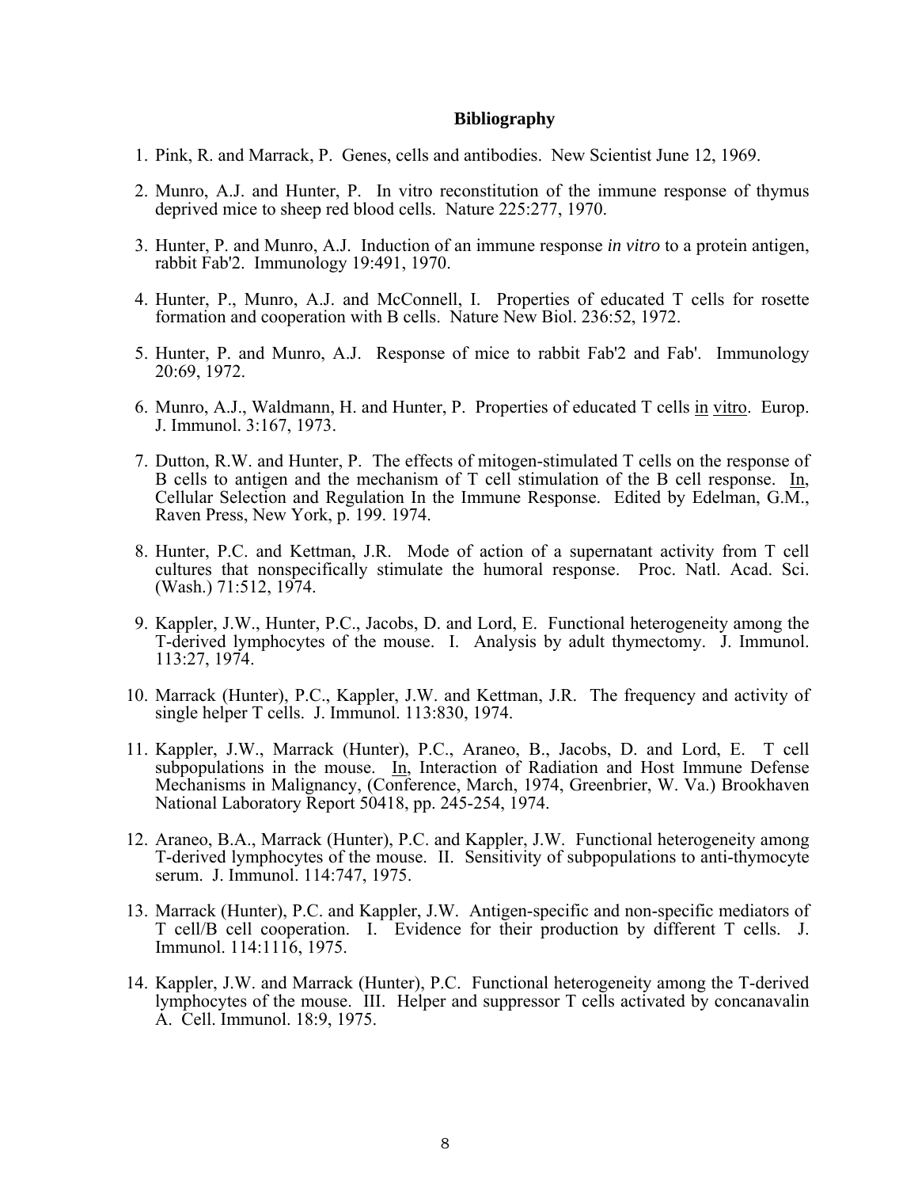**Bibliography**

1. Pink, R. and Marrack, P. Genes, cells and antibodies. New Scientist June 12, 1969.

2. Munro, A.J. and Hunter, P. In vitro reconstitution of the immune response of thymus deprived mice to sheep red blood cells. Nature 225:277, 1970.

3. Hunter, P. and Munro, A.J. Induction of an immune response *in vitro* to a protein antigen, rabbit Fab'2. Immunology 19:491, 1970.

4. Hunter, P., Munro, A.J. and McConnell, I. Properties of educated T cells for rosette formation and cooperation with B cells. Nature New Biol. 236:52, 1972.

5. Hunter, P. and Munro, A.J. Response of mice to rabbit Fab'2 and Fab'. Immunology 20:69, 1972.

6. Munro, A.J., Waldmann, H. and Hunter, P. Properties of educated T cells in vitro. Europ. J. Immunol. 3:167, 1973.

7. Dutton, R.W. and Hunter, P. The effects of mitogen-stimulated T cells on the response of B cells to antigen and the mechanism of T cell stimulation of the B cell response. In, Cellular Selection and Regulation In the Immune Response. Edited by Edelman, G.M., Raven Press, New York, p. 199. 1974.

8. Hunter, P.C. and Kettman, J.R. Mode of action of a supernatant activity from T cell cultures that nonspecifically stimulate the humoral response. Proc. Natl. Acad. Sci. (Wash.) 71:512, 1974.

9. Kappler, J.W., Hunter, P.C., Jacobs, D. and Lord, E. Functional heterogeneity among the T-derived lymphocytes of the mouse. I. Analysis by adult thymectomy. J. Immunol. 113:27, 1974.

10. Marrack (Hunter), P.C., Kappler, J.W. and Kettman, J.R. The frequency and activity of single helper T cells. J. Immunol. 113:830, 1974.

11. Kappler, J.W., Marrack (Hunter), P.C., Araneo, B., Jacobs, D. and Lord, E. T cell subpopulations in the mouse. In, Interaction of Radiation and Host Immune Defense Mechanisms in Malignancy, (Conference, March, 1974, Greenbrier, W. Va.) Brookhaven National Laboratory Report 50418, pp. 245-254, 1974.

12. Araneo, B.A., Marrack (Hunter), P.C. and Kappler, J.W. Functional heterogeneity among T-derived lymphocytes of the mouse. II. Sensitivity of subpopulations to anti-thymocyte serum. J. Immunol. 114:747, 1975.

13. Marrack (Hunter), P.C. and Kappler, J.W. Antigen-specific and non-specific mediators of T cell/B cell cooperation. I. Evidence for their production by different T cells. J. Immunol. 114:1116, 1975.

14. Kappler, J.W. and Marrack (Hunter), P.C. Functional heterogeneity among the T-derived lymphocytes of the mouse. III. Helper and suppressor T cells activated by concanavalin A. Cell. Immunol. 18:9, 1975.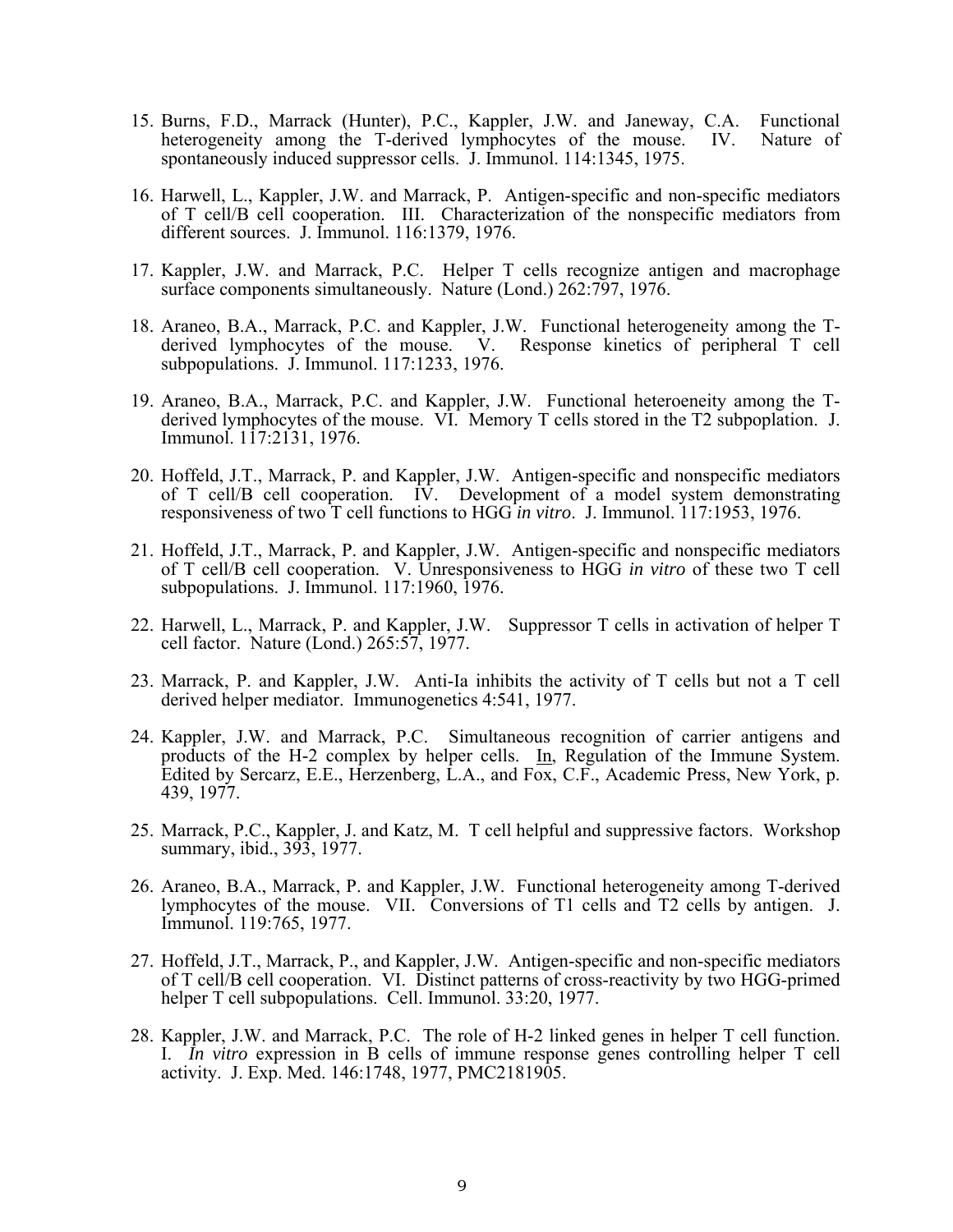15. Burns, F.D., Marrack (Hunter), P.C., Kappler, J.W. and Janeway, C.A. Functional heterogeneity among the T-derived lymphocytes of the mouse. IV. Nature of spontaneously induced suppressor cells. J. Immunol. 114:1345, 1975.

16. Harwell, L., Kappler, J.W. and Marrack, P. Antigen-specific and non-specific mediators of T cell/B cell cooperation. III. Characterization of the nonspecific mediators from different sources. J. Immunol. 116:1379, 1976.

17. Kappler, J.W. and Marrack, P.C. Helper T cells recognize antigen and macrophage surface components simultaneously. Nature (Lond.) 262:797, 1976.

18. Araneo, B.A., Marrack, P.C. and Kappler, J.W. Functional heterogeneity among the T-derived lymphocytes of the mouse. V. Response kinetics of peripheral T cell subpopulations. J. Immunol. 117:1233, 1976.

19. Araneo, B.A., Marrack, P.C. and Kappler, J.W. Functional heteroeneity among the T-derived lymphocytes of the mouse. VI. Memory T cells stored in the T2 subpoplation. J. Immunol. 117:2131, 1976.

20. Hoffeld, J.T., Marrack, P. and Kappler, J.W. Antigen-specific and nonspecific mediators of T cell/B cell cooperation. IV. Development of a model system demonstrating responsiveness of two T cell functions to HGG *in vitro*. J. Immunol. 117:1953, 1976.

21. Hoffeld, J.T., Marrack, P. and Kappler, J.W. Antigen-specific and nonspecific mediators of T cell/B cell cooperation. V. Unresponsiveness to HGG *in vitro* of these two T cell subpopulations. J. Immunol. 117:1960, 1976.

22. Harwell, L., Marrack, P. and Kappler, J.W. Suppressor T cells in activation of helper T cell factor. Nature (Lond.) 265:57, 1977.

23. Marrack, P. and Kappler, J.W. Anti-Ia inhibits the activity of T cells but not a T cell derived helper mediator. Immunogenetics 4:541, 1977.

24. Kappler, J.W. and Marrack, P.C. Simultaneous recognition of carrier antigens and products of the H-2 complex by helper cells. In, Regulation of the Immune System. Edited by Sercarz, E.E., Herzenberg, L.A., and Fox, C.F., Academic Press, New York, p. 439, 1977.

25. Marrack, P.C., Kappler, J. and Katz, M. T cell helpful and suppressive factors. Workshop summary, ibid., 393, 1977.

26. Araneo, B.A., Marrack, P. and Kappler, J.W. Functional heterogeneity among T-derived lymphocytes of the mouse. VII. Conversions of T1 cells and T2 cells by antigen. J. Immunol. 119:765, 1977.

27. Hoffeld, J.T., Marrack, P., and Kappler, J.W. Antigen-specific and non-specific mediators of T cell/B cell cooperation. VI. Distinct patterns of cross-reactivity by two HGG-primed helper T cell subpopulations. Cell. Immunol. 33:20, 1977.

28. Kappler, J.W. and Marrack, P.C. The role of H-2 linked genes in helper T cell function. I. *In vitro* expression in B cells of immune response genes controlling helper T cell activity. J. Exp. Med. 146:1748, 1977, PMC2181905.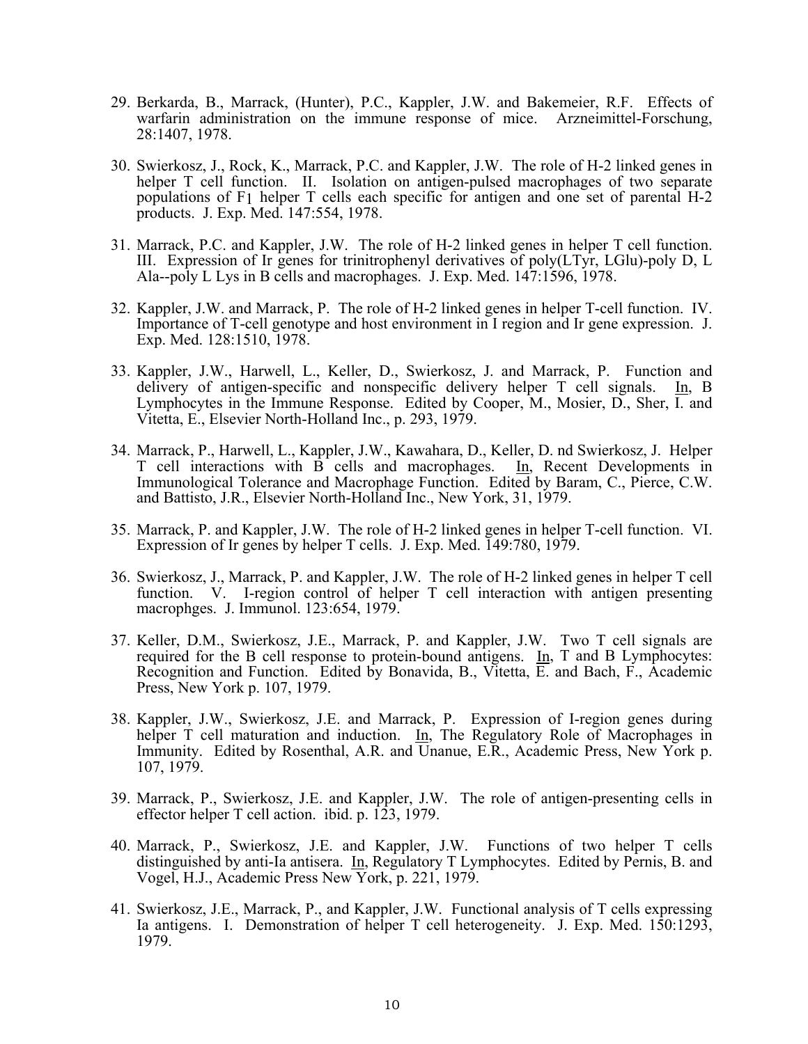29. Berkarda, B., Marrack, (Hunter), P.C., Kappler, J.W. and Bakemeier, R.F. Effects of warfarin administration on the immune response of mice. Arzneimittel-Forschung, 28:1407, 1978.

30. Swierkosz, J., Rock, K., Marrack, P.C. and Kappler, J.W. The role of H-2 linked genes in helper T cell function. II. Isolation on antigen-pulsed macrophages of two separate populations of $F_1$ helper T cells each specific for antigen and one set of parental H-2 products. J. Exp. Med. 147:554, 1978.

31. Marrack, P.C. and Kappler, J.W. The role of H-2 linked genes in helper T cell function. III. Expression of Ir genes for trinitrophenyl derivatives of poly(LTyr, LGlu)-poly D, L Ala--poly L Lys in B cells and macrophages. J. Exp. Med. 147:1596, 1978.

32. Kappler, J.W. and Marrack, P. The role of H-2 linked genes in helper T-cell function. IV. Importance of T-cell genotype and host environment in I region and Ir gene expression. J. Exp. Med. 128:1510, 1978.

33. Kappler, J.W., Harwell, L., Keller, D., Swierkosz, J. and Marrack, P. Function and delivery of antigen-specific and nonspecific delivery helper T cell signals. In, B Lymphocytes in the Immune Response. Edited by Cooper, M., Mosier, D., Sher, I. and Vitetta, E., Elsevier North-Holland Inc., p. 293, 1979.

34. Marrack, P., Harwell, L., Kappler, J.W., Kawahara, D., Keller, D. nd Swierkosz, J. Helper T cell interactions with B cells and macrophages. In, Recent Developments in Immunological Tolerance and Macrophage Function. Edited by Baram, C., Pierce, C.W. and Battisto, J.R., Elsevier North-Holland Inc., New York, 31, 1979.

35. Marrack, P. and Kappler, J.W. The role of H-2 linked genes in helper T-cell function. VI. Expression of Ir genes by helper T cells. J. Exp. Med. 149:780, 1979.

36. Swierkosz, J., Marrack, P. and Kappler, J.W. The role of H-2 linked genes in helper T cell function. V. I-region control of helper T cell interaction with antigen presenting macrophges. J. Immunol. 123:654, 1979.

37. Keller, D.M., Swierkosz, J.E., Marrack, P. and Kappler, J.W. Two T cell signals are required for the B cell response to protein-bound antigens. In, T and B Lymphocytes: Recognition and Function. Edited by Bonavida, B., Vitetta, E. and Bach, F., Academic Press, New York p. 107, 1979.

38. Kappler, J.W., Swierkosz, J.E. and Marrack, P. Expression of I-region genes during helper T cell maturation and induction. In, The Regulatory Role of Macrophages in Immunity. Edited by Rosenthal, A.R. and Unanue, E.R., Academic Press, New York p. 107, 1979.

39. Marrack, P., Swierkosz, J.E. and Kappler, J.W. The role of antigen-presenting cells in effector helper T cell action. ibid. p. 123, 1979.

40. Marrack, P., Swierkosz, J.E. and Kappler, J.W. Functions of two helper T cells distinguished by anti-Ia antisera. In, Regulatory T Lymphocytes. Edited by Pernis, B. and Vogel, H.J., Academic Press New York, p. 221, 1979.

41. Swierkosz, J.E., Marrack, P., and Kappler, J.W. Functional analysis of T cells expressing Ia antigens. I. Demonstration of helper T cell heterogeneity. J. Exp. Med. 150:1293, 1979.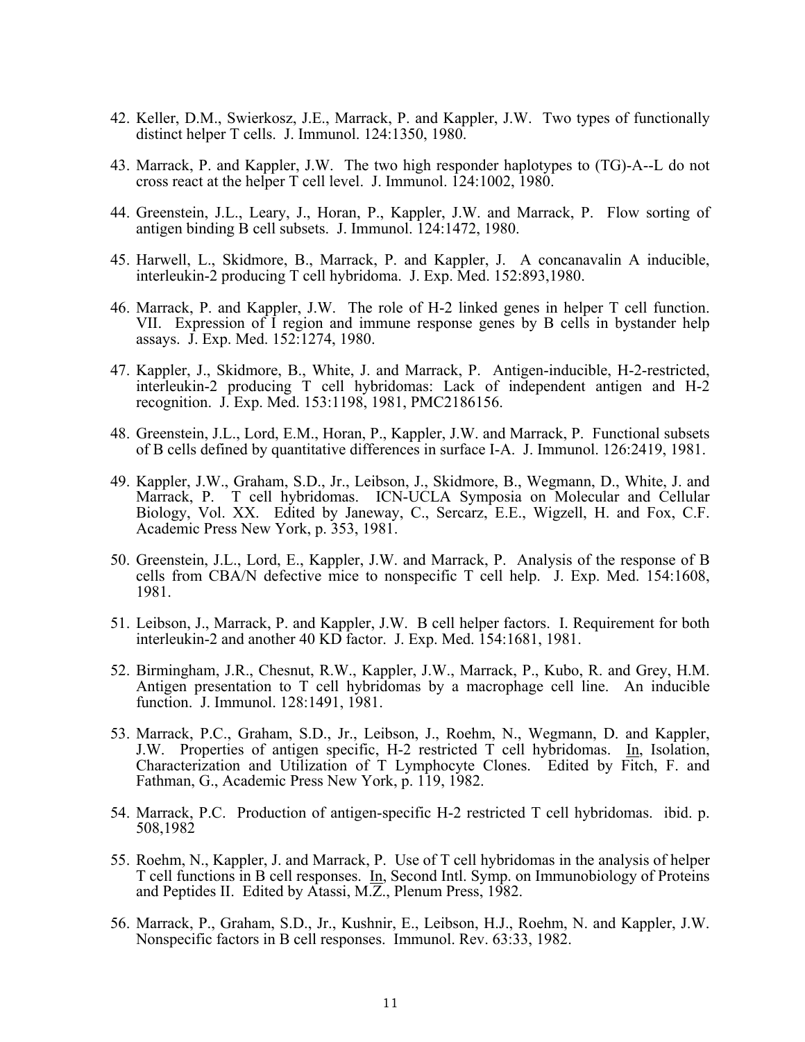42. Keller, D.M., Swierkosz, J.E., Marrack, P. and Kappler, J.W. Two types of functionally distinct helper T cells. J. Immunol. 124:1350, 1980.

43. Marrack, P. and Kappler, J.W. The two high responder haplotypes to (TG)-A--L do not cross react at the helper T cell level. J. Immunol. 124:1002, 1980.

44. Greenstein, J.L., Leary, J., Horan, P., Kappler, J.W. and Marrack, P. Flow sorting of antigen binding B cell subsets. J. Immunol. 124:1472, 1980.

45. Harwell, L., Skidmore, B., Marrack, P. and Kappler, J. A concanavalin A inducible, interleukin-2 producing T cell hybridoma. J. Exp. Med. 152:893,1980.

46. Marrack, P. and Kappler, J.W. The role of H-2 linked genes in helper T cell function. VII. Expression of I region and immune response genes by B cells in bystander help assays. J. Exp. Med. 152:1274, 1980.

47. Kappler, J., Skidmore, B., White, J. and Marrack, P. Antigen-inducible, H-2-restricted, interleukin-2 producing T cell hybridomas: Lack of independent antigen and H-2 recognition. J. Exp. Med. 153:1198, 1981, PMC2186156.

48. Greenstein, J.L., Lord, E.M., Horan, P., Kappler, J.W. and Marrack, P. Functional subsets of B cells defined by quantitative differences in surface I-A. J. Immunol. 126:2419, 1981.

49. Kappler, J.W., Graham, S.D., Jr., Leibson, J., Skidmore, B., Wegmann, D., White, J. and Marrack, P. T cell hybridomas. ICN-UCLA Symposia on Molecular and Cellular Biology, Vol. XX. Edited by Janeway, C., Sercarz, E.E., Wigzell, H. and Fox, C.F. Academic Press New York, p. 353, 1981.

50. Greenstein, J.L., Lord, E., Kappler, J.W. and Marrack, P. Analysis of the response of B cells from CBA/N defective mice to nonspecific T cell help. J. Exp. Med. 154:1608, 1981.

51. Leibson, J., Marrack, P. and Kappler, J.W. B cell helper factors. I. Requirement for both interleukin-2 and another 40 KD factor. J. Exp. Med. 154:1681, 1981.

52. Birmingham, J.R., Chesnut, R.W., Kappler, J.W., Marrack, P., Kubo, R. and Grey, H.M. Antigen presentation to T cell hybridomas by a macrophage cell line. An inducible function. J. Immunol. 128:1491, 1981.

53. Marrack, P.C., Graham, S.D., Jr., Leibson, J., Roehm, N., Wegmann, D. and Kappler, J.W. Properties of antigen specific, H-2 restricted T cell hybridomas. In, Isolation, Characterization and Utilization of T Lymphocyte Clones. Edited by Fitch, F. and Fathman, G., Academic Press New York, p. 119, 1982.

54. Marrack, P.C. Production of antigen-specific H-2 restricted T cell hybridomas. ibid. p. 508,1982

55. Roehm, N., Kappler, J. and Marrack, P. Use of T cell hybridomas in the analysis of helper T cell functions in B cell responses. In, Second Intl. Symp. on Immunobiology of Proteins and Peptides II. Edited by Atassi, M.Z., Plenum Press, 1982.

56. Marrack, P., Graham, S.D., Jr., Kushnir, E., Leibson, H.J., Roehm, N. and Kappler, J.W. Nonspecific factors in B cell responses. Immunol. Rev. 63:33, 1982.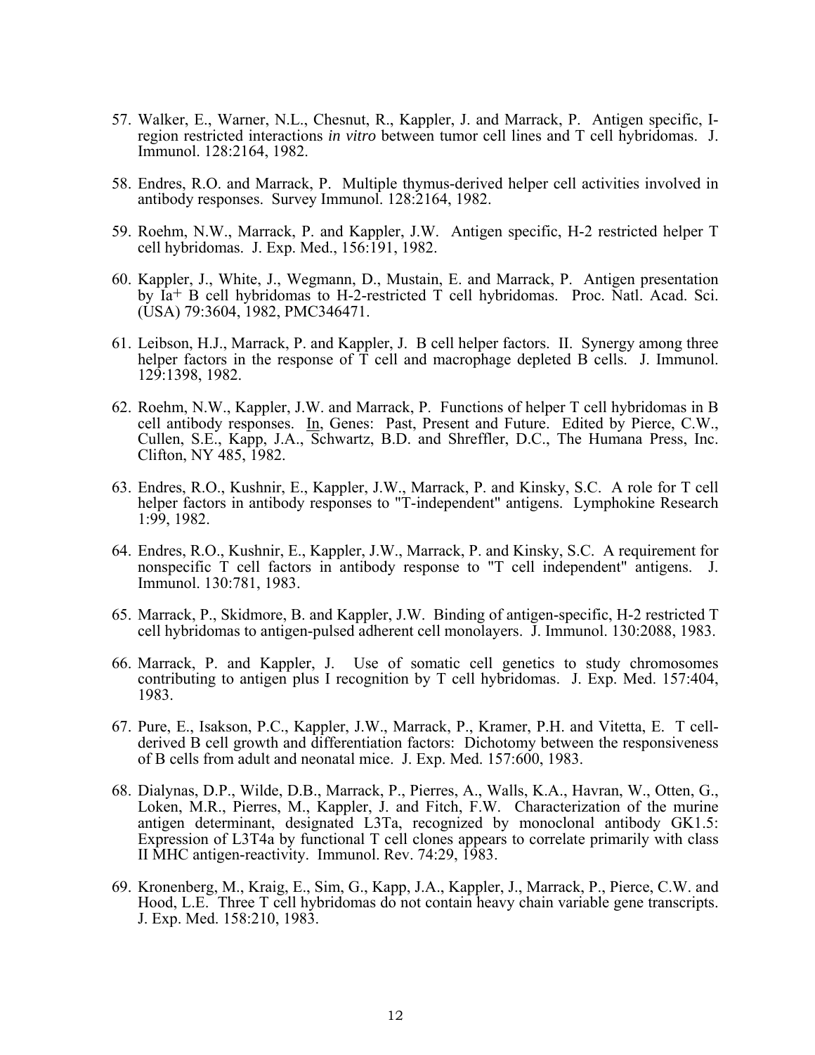57. Walker, E., Warner, N.L., Chesnut, R., Kappler, J. and Marrack, P. Antigen specific, I-region restricted interactions *in vitro* between tumor cell lines and T cell hybridomas. J. Immunol. 128:2164, 1982.

58. Endres, R.O. and Marrack, P. Multiple thymus-derived helper cell activities involved in antibody responses. Survey Immunol. 128:2164, 1982.

59. Roehm, N.W., Marrack, P. and Kappler, J.W. Antigen specific, H-2 restricted helper T cell hybridomas. J. Exp. Med., 156:191, 1982.

60. Kappler, J., White, J., Wegmann, D., Mustain, E. and Marrack, P. Antigen presentation by Ia+ B cell hybridomas to H-2-restricted T cell hybridomas. Proc. Natl. Acad. Sci. (USA) 79:3604, 1982, PMC346471.

61. Leibson, H.J., Marrack, P. and Kappler, J. B cell helper factors. II. Synergy among three helper factors in the response of T cell and macrophage depleted B cells. J. Immunol. 129:1398, 1982.

62. Roehm, N.W., Kappler, J.W. and Marrack, P. Functions of helper T cell hybridomas in B cell antibody responses. In, Genes: Past, Present and Future. Edited by Pierce, C.W., Cullen, S.E., Kapp, J.A., Schwartz, B.D. and Shreffler, D.C., The Humana Press, Inc. Clifton, NY 485, 1982.

63. Endres, R.O., Kushnir, E., Kappler, J.W., Marrack, P. and Kinsky, S.C. A role for T cell helper factors in antibody responses to "T-independent" antigens. Lymphokine Research 1:99, 1982.

64. Endres, R.O., Kushnir, E., Kappler, J.W., Marrack, P. and Kinsky, S.C. A requirement for nonspecific T cell factors in antibody response to "T cell independent" antigens. J. Immunol. 130:781, 1983.

65. Marrack, P., Skidmore, B. and Kappler, J.W. Binding of antigen-specific, H-2 restricted T cell hybridomas to antigen-pulsed adherent cell monolayers. J. Immunol. 130:2088, 1983.

66. Marrack, P. and Kappler, J. Use of somatic cell genetics to study chromosomes contributing to antigen plus I recognition by T cell hybridomas. J. Exp. Med. 157:404, 1983.

67. Pure, E., Isakson, P.C., Kappler, J.W., Marrack, P., Kramer, P.H. and Vitetta, E. T cell-derived B cell growth and differentiation factors: Dichotomy between the responsiveness of B cells from adult and neonatal mice. J. Exp. Med. 157:600, 1983.

68. Dialynas, D.P., Wilde, D.B., Marrack, P., Pierres, A., Walls, K.A., Havran, W., Otten, G., Loken, M.R., Pierres, M., Kappler, J. and Fitch, F.W. Characterization of the murine antigen determinant, designated L3Ta, recognized by monoclonal antibody GK1.5: Expression of L3T4a by functional T cell clones appears to correlate primarily with class II MHC antigen-reactivity. Immunol. Rev. 74:29, 1983.

69. Kronenberg, M., Kraig, E., Sim, G., Kapp, J.A., Kappler, J., Marrack, P., Pierce, C.W. and Hood, L.E. Three T cell hybridomas do not contain heavy chain variable gene transcripts. J. Exp. Med. 158:210, 1983.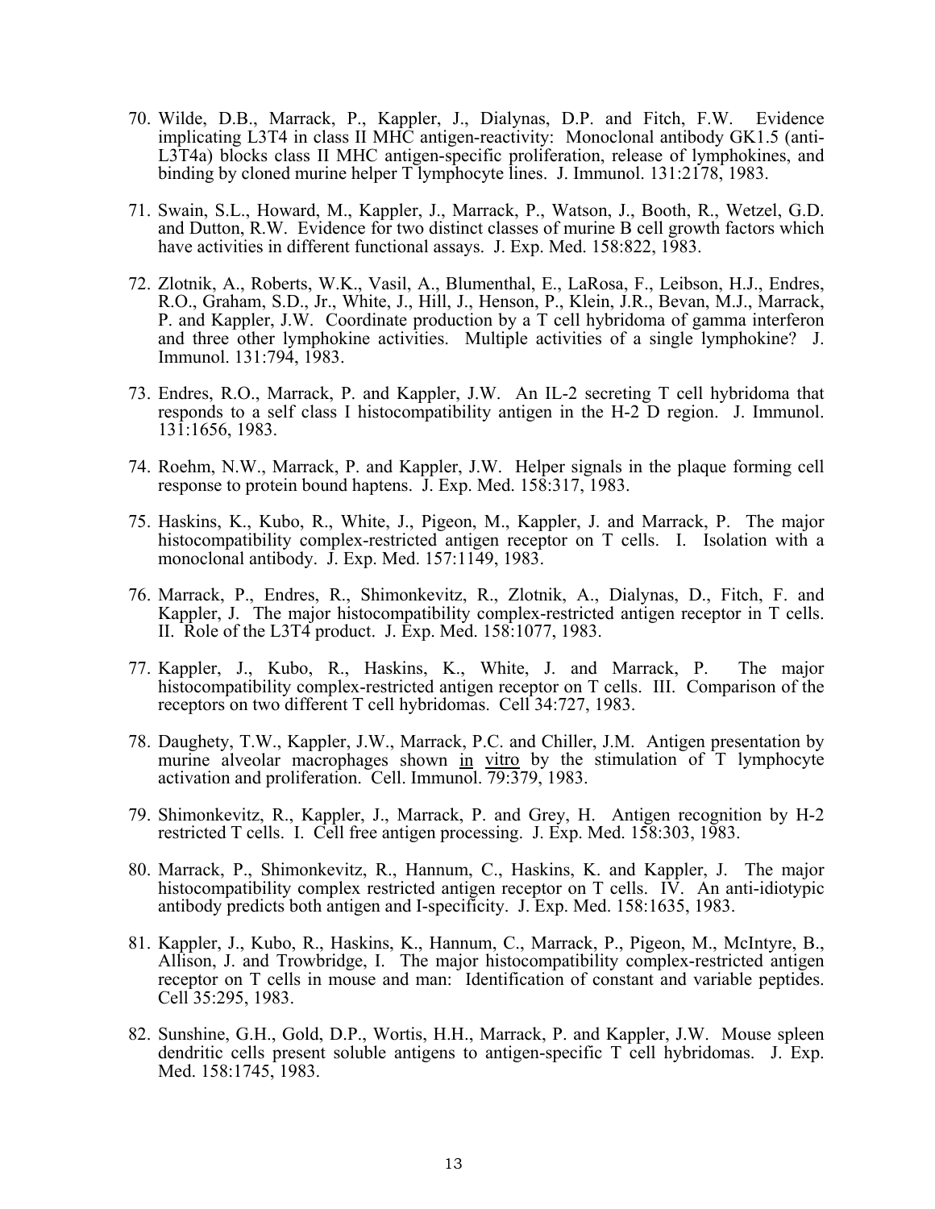70. Wilde, D.B., Marrack, P., Kappler, J., Dialynas, D.P. and Fitch, F.W. Evidence implicating L3T4 in class II MHC antigen-reactivity: Monoclonal antibody GK1.5 (anti-L3T4a) blocks class II MHC antigen-specific proliferation, release of lymphokines, and binding by cloned murine helper T lymphocyte lines. J. Immunol. 131:2178, 1983.

71. Swain, S.L., Howard, M., Kappler, J., Marrack, P., Watson, J., Booth, R., Wetzel, G.D. and Dutton, R.W. Evidence for two distinct classes of murine B cell growth factors which have activities in different functional assays. J. Exp. Med. 158:822, 1983.

72. Zlotnik, A., Roberts, W.K., Vasil, A., Blumenthal, E., LaRosa, F., Leibson, H.J., Endres, R.O., Graham, S.D., Jr., White, J., Hill, J., Henson, P., Klein, J.R., Bevan, M.J., Marrack, P. and Kappler, J.W. Coordinate production by a T cell hybridoma of gamma interferon and three other lymphokine activities. Multiple activities of a single lymphokine? J. Immunol. 131:794, 1983.

73. Endres, R.O., Marrack, P. and Kappler, J.W. An IL-2 secreting T cell hybridoma that responds to a self class I histocompatibility antigen in the H-2 D region. J. Immunol. 131:1656, 1983.

74. Roehm, N.W., Marrack, P. and Kappler, J.W. Helper signals in the plaque forming cell response to protein bound haptens. J. Exp. Med. 158:317, 1983.

75. Haskins, K., Kubo, R., White, J., Pigeon, M., Kappler, J. and Marrack, P. The major histocompatibility complex-restricted antigen receptor on T cells. I. Isolation with a monoclonal antibody. J. Exp. Med. 157:1149, 1983.

76. Marrack, P., Endres, R., Shimonkevitz, R., Zlotnik, A., Dialynas, D., Fitch, F. and Kappler, J. The major histocompatibility complex-restricted antigen receptor in T cells. II. Role of the L3T4 product. J. Exp. Med. 158:1077, 1983.

77. Kappler, J., Kubo, R., Haskins, K., White, J. and Marrack, P. The major histocompatibility complex-restricted antigen receptor on T cells. III. Comparison of the receptors on two different T cell hybridomas. Cell 34:727, 1983.

78. Daughety, T.W., Kappler, J.W., Marrack, P.C. and Chiller, J.M. Antigen presentation by murine alveolar macrophages shown in vitro by the stimulation of T lymphocyte activation and proliferation. Cell. Immunol. 79:379, 1983.

79. Shimonkevitz, R., Kappler, J., Marrack, P. and Grey, H. Antigen recognition by H-2 restricted T cells. I. Cell free antigen processing. J. Exp. Med. 158:303, 1983.

80. Marrack, P., Shimonkevitz, R., Hannum, C., Haskins, K. and Kappler, J. The major histocompatibility complex restricted antigen receptor on T cells. IV. An anti-idiotypic antibody predicts both antigen and I-specificity. J. Exp. Med. 158:1635, 1983.

81. Kappler, J., Kubo, R., Haskins, K., Hannum, C., Marrack, P., Pigeon, M., McIntyre, B., Allison, J. and Trowbridge, I. The major histocompatibility complex-restricted antigen receptor on T cells in mouse and man: Identification of constant and variable peptides. Cell 35:295, 1983.

82. Sunshine, G.H., Gold, D.P., Wortis, H.H., Marrack, P. and Kappler, J.W. Mouse spleen dendritic cells present soluble antigens to antigen-specific T cell hybridomas. J. Exp. Med. 158:1745, 1983.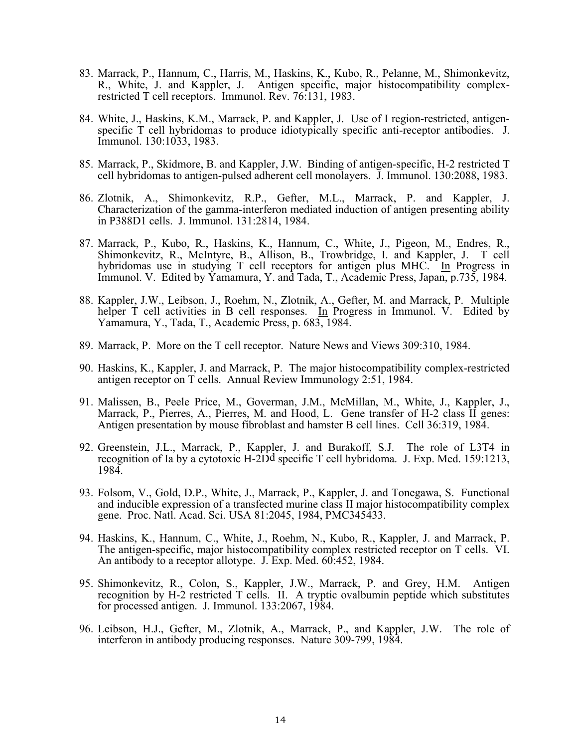83. Marrack, P., Hannum, C., Harris, M., Haskins, K., Kubo, R., Pelanne, M., Shimonkevitz, R., White, J. and Kappler, J. Antigen specific, major histocompatibility complex-restricted T cell receptors. Immunol. Rev. 76:131, 1983.

84. White, J., Haskins, K.M., Marrack, P. and Kappler, J. Use of I region-restricted, antigen-specific T cell hybridomas to produce idiotypically specific anti-receptor antibodies. J. Immunol. 130:1033, 1983.

85. Marrack, P., Skidmore, B. and Kappler, J.W. Binding of antigen-specific, H-2 restricted T cell hybridomas to antigen-pulsed adherent cell monolayers. J. Immunol. 130:2088, 1983.

86. Zlotnik, A., Shimonkevitz, R.P., Gefter, M.L., Marrack, P. and Kappler, J. Characterization of the gamma-interferon mediated induction of antigen presenting ability in P388D1 cells. J. Immunol. 131:2814, 1984.

87. Marrack, P., Kubo, R., Haskins, K., Hannum, C., White, J., Pigeon, M., Endres, R., Shimonkevitz, R., McIntyre, B., Allison, B., Trowbridge, I. and Kappler, J. T cell hybridomas use in studying T cell receptors for antigen plus MHC. In Progress in Immunol. V. Edited by Yamamura, Y. and Tada, T., Academic Press, Japan, p.735, 1984.

88. Kappler, J.W., Leibson, J., Roehm, N., Zlotnik, A., Gefter, M. and Marrack, P. Multiple helper T cell activities in B cell responses. In Progress in Immunol. V. Edited by Yamamura, Y., Tada, T., Academic Press, p. 683, 1984.

89. Marrack, P. More on the T cell receptor. Nature News and Views 309:310, 1984.

90. Haskins, K., Kappler, J. and Marrack, P. The major histocompatibility complex-restricted antigen receptor on T cells. Annual Review Immunology 2:51, 1984.

91. Malissen, B., Peele Price, M., Goverman, J.M., McMillan, M., White, J., Kappler, J., Marrack, P., Pierres, A., Pierres, M. and Hood, L. Gene transfer of H-2 class II genes: Antigen presentation by mouse fibroblast and hamster B cell lines. Cell 36:319, 1984.

92. Greenstein, J.L., Marrack, P., Kappler, J. and Burakoff, S.J. The role of L3T4 in recognition of Ia by a cytotoxic H-2D$^d$ specific T cell hybridoma. J. Exp. Med. 159:1213, 1984.

93. Folsom, V., Gold, D.P., White, J., Marrack, P., Kappler, J. and Tonegawa, S. Functional and inducible expression of a transfected murine class II major histocompatibility complex gene. Proc. Natl. Acad. Sci. USA 81:2045, 1984, PMC345433.

94. Haskins, K., Hannum, C., White, J., Roehm, N., Kubo, R., Kappler, J. and Marrack, P. The antigen-specific, major histocompatibility complex restricted receptor on T cells. VI. An antibody to a receptor allotype. J. Exp. Med. 60:452, 1984.

95. Shimonkevitz, R., Colon, S., Kappler, J.W., Marrack, P. and Grey, H.M. Antigen recognition by H-2 restricted T cells. II. A tryptic ovalbumin peptide which substitutes for processed antigen. J. Immunol. 133:2067, 1984.

96. Leibson, H.J., Gefter, M., Zlotnik, A., Marrack, P., and Kappler, J.W. The role of interferon in antibody producing responses. Nature 309-799, 1984.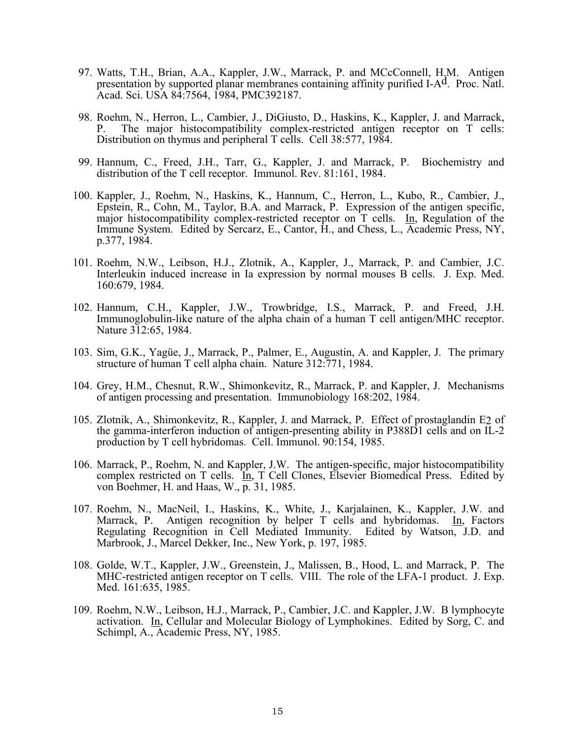97. Watts, T.H., Brian, A.A., Kappler, J.W., Marrack, P. and MCcConnell, H.M. Antigen presentation by supported planar membranes containing affinity purified I-A$^{d}$. Proc. Natl. Acad. Sci. USA 84:7564, 1984, PMC392187.

98. Roehm, N., Herron, L., Cambier, J., DiGiusto, D., Haskins, K., Kappler, J. and Marrack, P. The major histocompatibility complex-restricted antigen receptor on T cells: Distribution on thymus and peripheral T cells. Cell 38:577, 1984.

99. Hannum, C., Freed, J.H., Tarr, G., Kappler, J. and Marrack, P. Biochemistry and distribution of the T cell receptor. Immunol. Rev. 81:161, 1984.

100. Kappler, J., Roehm, N., Haskins, K., Hannum, C., Herron, L., Kubo, R., Cambier, J., Epstein, R., Cohn, M., Taylor, B.A. and Marrack, P. Expression of the antigen specific, major histocompatibility complex-restricted receptor on T cells. In, Regulation of the Immune System. Edited by Sercarz, E., Cantor, H., and Chess, L., Academic Press, NY, p.377, 1984.

101. Roehm, N.W., Leibson, H.J., Zlotnik, A., Kappler, J., Marrack, P. and Cambier, J.C. Interleukin induced increase in Ia expression by normal mouses B cells. J. Exp. Med. 160:679, 1984.

102. Hannum, C.H., Kappler, J.W., Trowbridge, I.S., Marrack, P. and Freed, J.H. Immunoglobulin-like nature of the alpha chain of a human T cell antigen/MHC receptor. Nature 312:65, 1984.

103. Sim, G.K., Yagüe, J., Marrack, P., Palmer, E., Augustin, A. and Kappler, J. The primary structure of human T cell alpha chain. Nature 312:771, 1984.

104. Grey, H.M., Chesnut, R.W., Shimonkevitz, R., Marrack, P. and Kappler, J. Mechanisms of antigen processing and presentation. Immunobiology 168:202, 1984.

105. Zlotnik, A., Shimonkevitz, R., Kappler, J. and Marrack, P. Effect of prostaglandin $E_2$ of the gamma-interferon induction of antigen-presenting ability in P388D1 cells and on IL-2 production by T cell hybridomas. Cell. Immunol. 90:154, 1985.

106. Marrack, P., Roehm, N. and Kappler, J.W. The antigen-specific, major histocompatibility complex restricted on T cells. In, T Cell Clones, Elsevier Biomedical Press. Edited by von Boehmer, H. and Haas, W., p. 31, 1985.

107. Roehm, N., MacNeil, I., Haskins, K., White, J., Karjalainen, K., Kappler, J.W. and Marrack, P. Antigen recognition by helper T cells and hybridomas. In, Factors Regulating Recognition in Cell Mediated Immunity. Edited by Watson, J.D. and Marbrook, J., Marcel Dekker, Inc., New York, p. 197, 1985.

108. Golde, W.T., Kappler, J.W., Greenstein, J., Malissen, B., Hood, L. and Marrack, P. The MHC-restricted antigen receptor on T cells. VIII. The role of the LFA-1 product. J. Exp. Med. 161:635, 1985.

109. Roehm, N.W., Leibson, H.J., Marrack, P., Cambier, J.C. and Kappler, J.W. B lymphocyte activation. In, Cellular and Molecular Biology of Lymphokines. Edited by Sorg, C. and Schimpl, A., Academic Press, NY, 1985.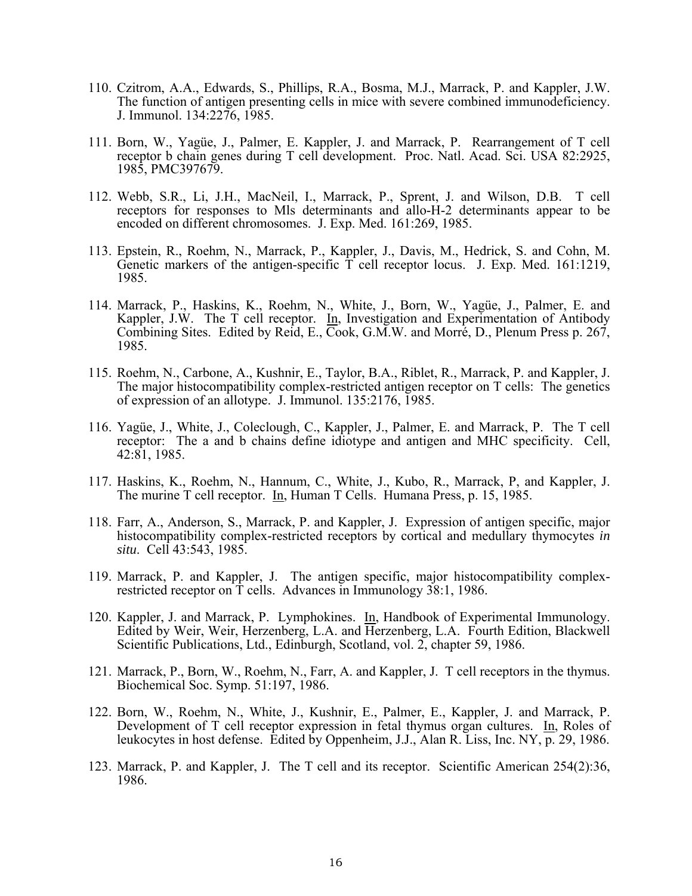110. Czitrom, A.A., Edwards, S., Phillips, R.A., Bosma, M.J., Marrack, P. and Kappler, J.W. The function of antigen presenting cells in mice with severe combined immunodeficiency. J. Immunol. 134:2276, 1985.

111. Born, W., Yagüe, J., Palmer, E. Kappler, J. and Marrack, P. Rearrangement of T cell receptor b chain genes during T cell development. Proc. Natl. Acad. Sci. USA 82:2925, 1985, PMC397679.

112. Webb, S.R., Li, J.H., MacNeil, I., Marrack, P., Sprent, J. and Wilson, D.B. T cell receptors for responses to Mls determinants and allo-H-2 determinants appear to be encoded on different chromosomes. J. Exp. Med. 161:269, 1985.

113. Epstein, R., Roehm, N., Marrack, P., Kappler, J., Davis, M., Hedrick, S. and Cohn, M. Genetic markers of the antigen-specific T cell receptor locus. J. Exp. Med. 161:1219, 1985.

114. Marrack, P., Haskins, K., Roehm, N., White, J., Born, W., Yagüe, J., Palmer, E. and Kappler, J.W. The T cell receptor. In, Investigation and Experimentation of Antibody Combining Sites. Edited by Reid, E., Cook, G.M.W. and Morré, D., Plenum Press p. 267, 1985.

115. Roehm, N., Carbone, A., Kushnir, E., Taylor, B.A., Riblet, R., Marrack, P. and Kappler, J. The major histocompatibility complex-restricted antigen receptor on T cells: The genetics of expression of an allotype. J. Immunol. 135:2176, 1985.

116. Yagüe, J., White, J., Coleclough, C., Kappler, J., Palmer, E. and Marrack, P. The T cell receptor: The a and b chains define idiotype and antigen and MHC specificity. Cell, 42:81, 1985.

117. Haskins, K., Roehm, N., Hannum, C., White, J., Kubo, R., Marrack, P, and Kappler, J. The murine T cell receptor. In, Human T Cells. Humana Press, p. 15, 1985.

118. Farr, A., Anderson, S., Marrack, P. and Kappler, J. Expression of antigen specific, major histocompatibility complex-restricted receptors by cortical and medullary thymocytes *in situ*. Cell 43:543, 1985.

119. Marrack, P. and Kappler, J. The antigen specific, major histocompatibility complex-restricted receptor on T cells. Advances in Immunology 38:1, 1986.

120. Kappler, J. and Marrack, P. Lymphokines. In, Handbook of Experimental Immunology. Edited by Weir, Weir, Herzenberg, L.A. and Herzenberg, L.A. Fourth Edition, Blackwell Scientific Publications, Ltd., Edinburgh, Scotland, vol. 2, chapter 59, 1986.

121. Marrack, P., Born, W., Roehm, N., Farr, A. and Kappler, J. T cell receptors in the thymus. Biochemical Soc. Symp. 51:197, 1986.

122. Born, W., Roehm, N., White, J., Kushnir, E., Palmer, E., Kappler, J. and Marrack, P. Development of T cell receptor expression in fetal thymus organ cultures. In, Roles of leukocytes in host defense. Edited by Oppenheim, J.J., Alan R. Liss, Inc. NY, p. 29, 1986.

123. Marrack, P. and Kappler, J. The T cell and its receptor. Scientific American 254(2):36, 1986.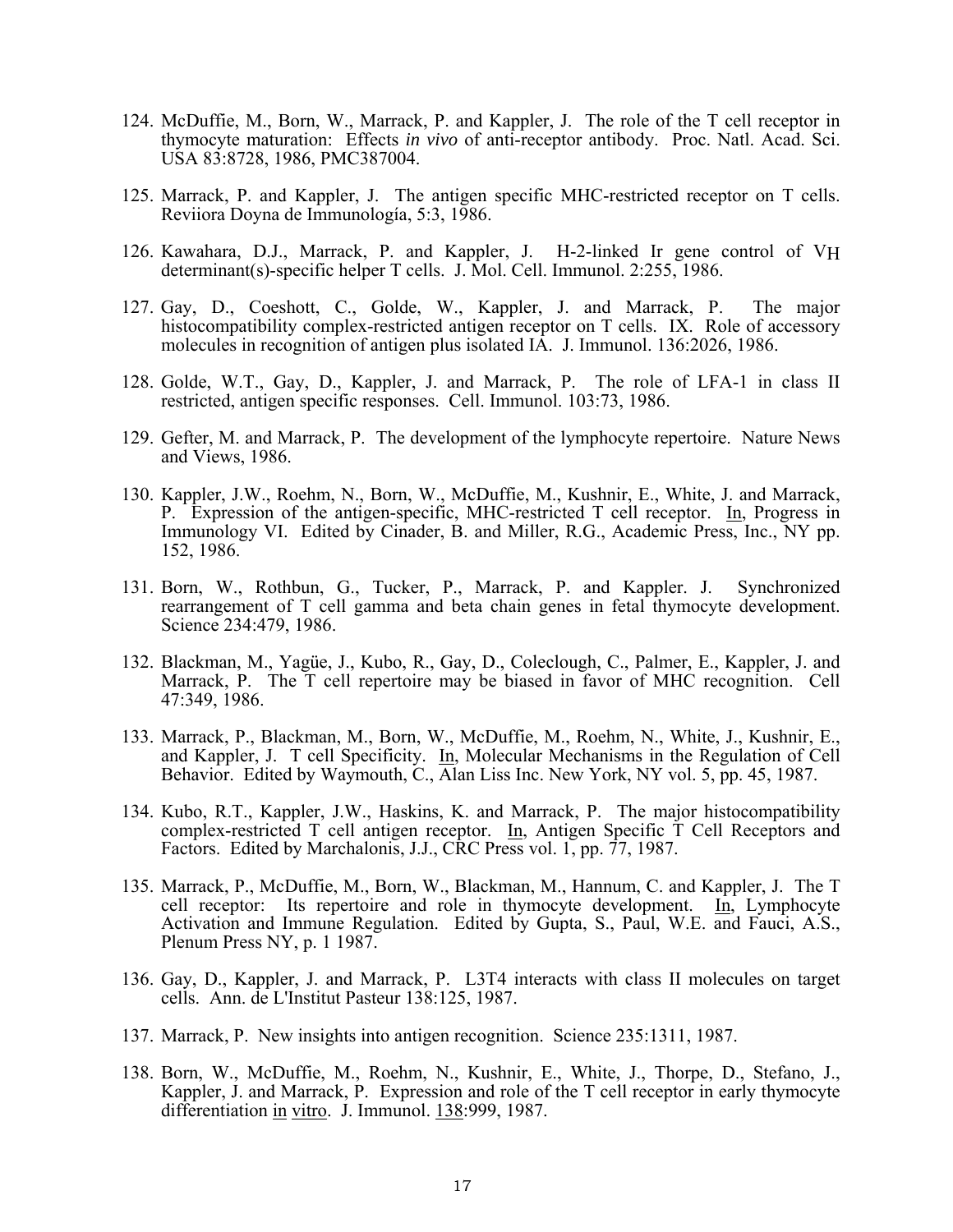124. McDuffie, M., Born, W., Marrack, P. and Kappler, J. The role of the T cell receptor in thymocyte maturation: Effects *in vivo* of anti-receptor antibody. Proc. Natl. Acad. Sci. USA 83:8728, 1986, PMC387004.

125. Marrack, P. and Kappler, J. The antigen specific MHC-restricted receptor on T cells. Reviiora Doyna de Immunología, 5:3, 1986.

126. Kawahara, D.J., Marrack, P. and Kappler, J. H-2-linked Ir gene control of $V_H$ determinant(s)-specific helper T cells. J. Mol. Cell. Immunol. 2:255, 1986.

127. Gay, D., Coeshott, C., Golde, W., Kappler, J. and Marrack, P. The major histocompatibility complex-restricted antigen receptor on T cells. IX. Role of accessory molecules in recognition of antigen plus isolated IA. J. Immunol. 136:2026, 1986.

128. Golde, W.T., Gay, D., Kappler, J. and Marrack, P. The role of LFA-1 in class II restricted, antigen specific responses. Cell. Immunol. 103:73, 1986.

129. Gefter, M. and Marrack, P. The development of the lymphocyte repertoire. Nature News and Views, 1986.

130. Kappler, J.W., Roehm, N., Born, W., McDuffie, M., Kushnir, E., White, J. and Marrack, P. Expression of the antigen-specific, MHC-restricted T cell receptor. In, Progress in Immunology VI. Edited by Cinader, B. and Miller, R.G., Academic Press, Inc., NY pp. 152, 1986.

131. Born, W., Rothbun, G., Tucker, P., Marrack, P. and Kappler. J. Synchronized rearrangement of T cell gamma and beta chain genes in fetal thymocyte development. Science 234:479, 1986.

132. Blackman, M., Yagüe, J., Kubo, R., Gay, D., Coleclough, C., Palmer, E., Kappler, J. and Marrack, P. The T cell repertoire may be biased in favor of MHC recognition. Cell 47:349, 1986.

133. Marrack, P., Blackman, M., Born, W., McDuffie, M., Roehm, N., White, J., Kushnir, E., and Kappler, J. T cell Specificity. In, Molecular Mechanisms in the Regulation of Cell Behavior. Edited by Waymouth, C., Alan Liss Inc. New York, NY vol. 5, pp. 45, 1987.

134. Kubo, R.T., Kappler, J.W., Haskins, K. and Marrack, P. The major histocompatibility complex-restricted T cell antigen receptor. In, Antigen Specific T Cell Receptors and Factors. Edited by Marchalonis, J.J., CRC Press vol. 1, pp. 77, 1987.

135. Marrack, P., McDuffie, M., Born, W., Blackman, M., Hannum, C. and Kappler, J. The T cell receptor: Its repertoire and role in thymocyte development. In, Lymphocyte Activation and Immune Regulation. Edited by Gupta, S., Paul, W.E. and Fauci, A.S., Plenum Press NY, p. 1 1987.

136. Gay, D., Kappler, J. and Marrack, P. L3T4 interacts with class II molecules on target cells. Ann. de L'Institut Pasteur 138:125, 1987.

137. Marrack, P. New insights into antigen recognition. Science 235:1311, 1987.

138. Born, W., McDuffie, M., Roehm, N., Kushnir, E., White, J., Thorpe, D., Stefano, J., Kappler, J. and Marrack, P. Expression and role of the T cell receptor in early thymocyte differentiation in vitro. J. Immunol. 138:999, 1987.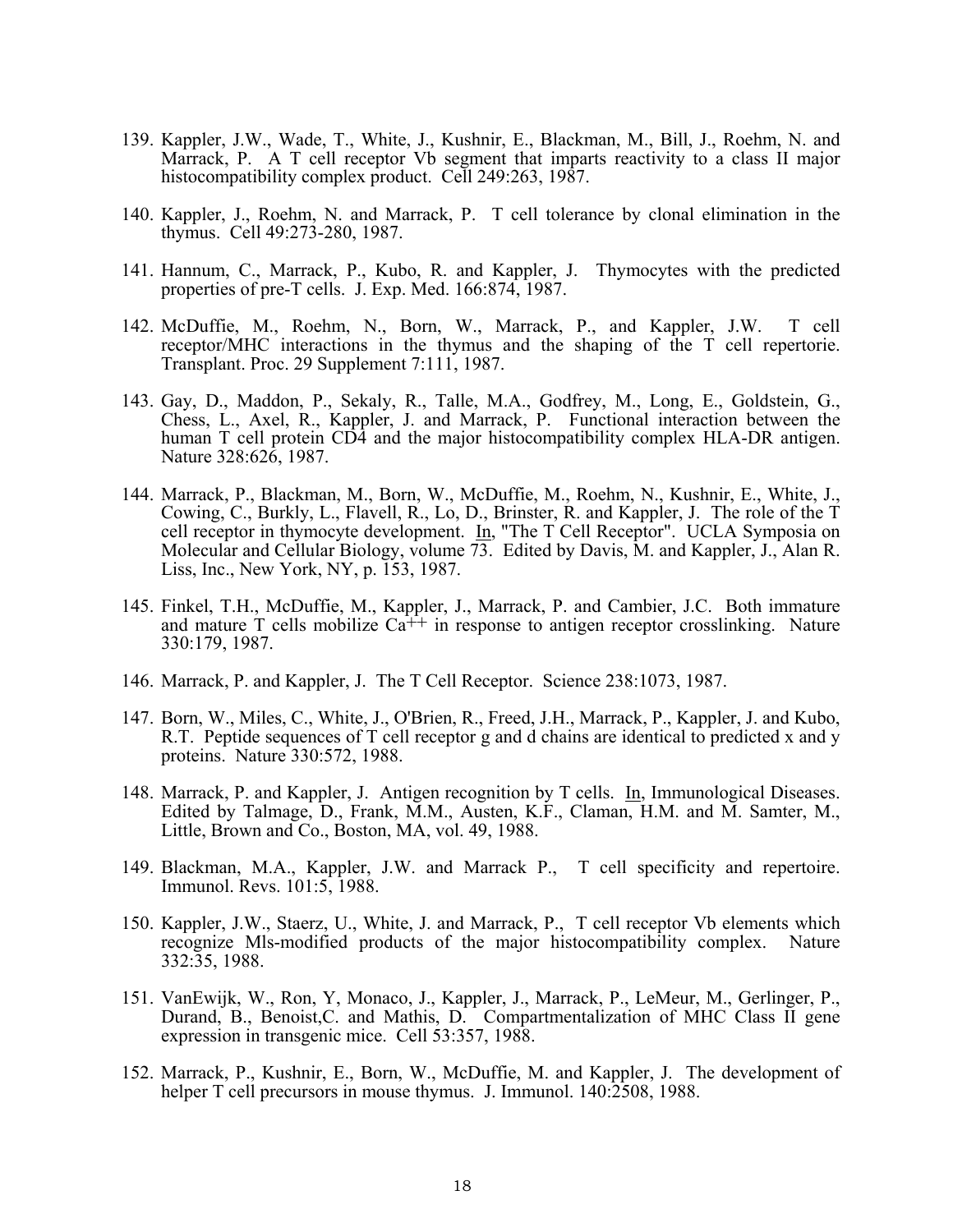139. Kappler, J.W., Wade, T., White, J., Kushnir, E., Blackman, M., Bill, J., Roehm, N. and Marrack, P. A T cell receptor Vb segment that imparts reactivity to a class II major histocompatibility complex product. Cell 249:263, 1987.

140. Kappler, J., Roehm, N. and Marrack, P. T cell tolerance by clonal elimination in the thymus. Cell 49:273-280, 1987.

141. Hannum, C., Marrack, P., Kubo, R. and Kappler, J. Thymocytes with the predicted properties of pre-T cells. J. Exp. Med. 166:874, 1987.

142. McDuffie, M., Roehm, N., Born, W., Marrack, P., and Kappler, J.W. T cell receptor/MHC interactions in the thymus and the shaping of the T cell repertorie. Transplant. Proc. 29 Supplement 7:111, 1987.

143. Gay, D., Maddon, P., Sekaly, R., Talle, M.A., Godfrey, M., Long, E., Goldstein, G., Chess, L., Axel, R., Kappler, J. and Marrack, P. Functional interaction between the human T cell protein CD4 and the major histocompatibility complex HLA-DR antigen. Nature 328:626, 1987.

144. Marrack, P., Blackman, M., Born, W., McDuffie, M., Roehm, N., Kushnir, E., White, J., Cowing, C., Burkly, L., Flavell, R., Lo, D., Brinster, R. and Kappler, J. The role of the T cell receptor in thymocyte development. In, "The T Cell Receptor". UCLA Symposia on Molecular and Cellular Biology, volume 73. Edited by Davis, M. and Kappler, J., Alan R. Liss, Inc., New York, NY, p. 153, 1987.

145. Finkel, T.H., McDuffie, M., Kappler, J., Marrack, P. and Cambier, J.C. Both immature and mature T cells mobilize $Ca^{++}$ in response to antigen receptor crosslinking. Nature 330:179, 1987.

146. Marrack, P. and Kappler, J. The T Cell Receptor. Science 238:1073, 1987.

147. Born, W., Miles, C., White, J., O'Brien, R., Freed, J.H., Marrack, P., Kappler, J. and Kubo, R.T. Peptide sequences of T cell receptor g and d chains are identical to predicted x and y proteins. Nature 330:572, 1988.

148. Marrack, P. and Kappler, J. Antigen recognition by T cells. In, Immunological Diseases. Edited by Talmage, D., Frank, M.M., Austen, K.F., Claman, H.M. and M. Samter, M., Little, Brown and Co., Boston, MA, vol. 49, 1988.

149. Blackman, M.A., Kappler, J.W. and Marrack P., T cell specificity and repertoire. Immunol. Revs. 101:5, 1988.

150. Kappler, J.W., Staerz, U., White, J. and Marrack, P., T cell receptor Vb elements which recognize Mls-modified products of the major histocompatibility complex. Nature 332:35, 1988.

151. VanEwijk, W., Ron, Y, Monaco, J., Kappler, J., Marrack, P., LeMeur, M., Gerlinger, P., Durand, B., Benoist,C. and Mathis, D. Compartmentalization of MHC Class II gene expression in transgenic mice. Cell 53:357, 1988.

152. Marrack, P., Kushnir, E., Born, W., McDuffie, M. and Kappler, J. The development of helper T cell precursors in mouse thymus. J. Immunol. 140:2508, 1988.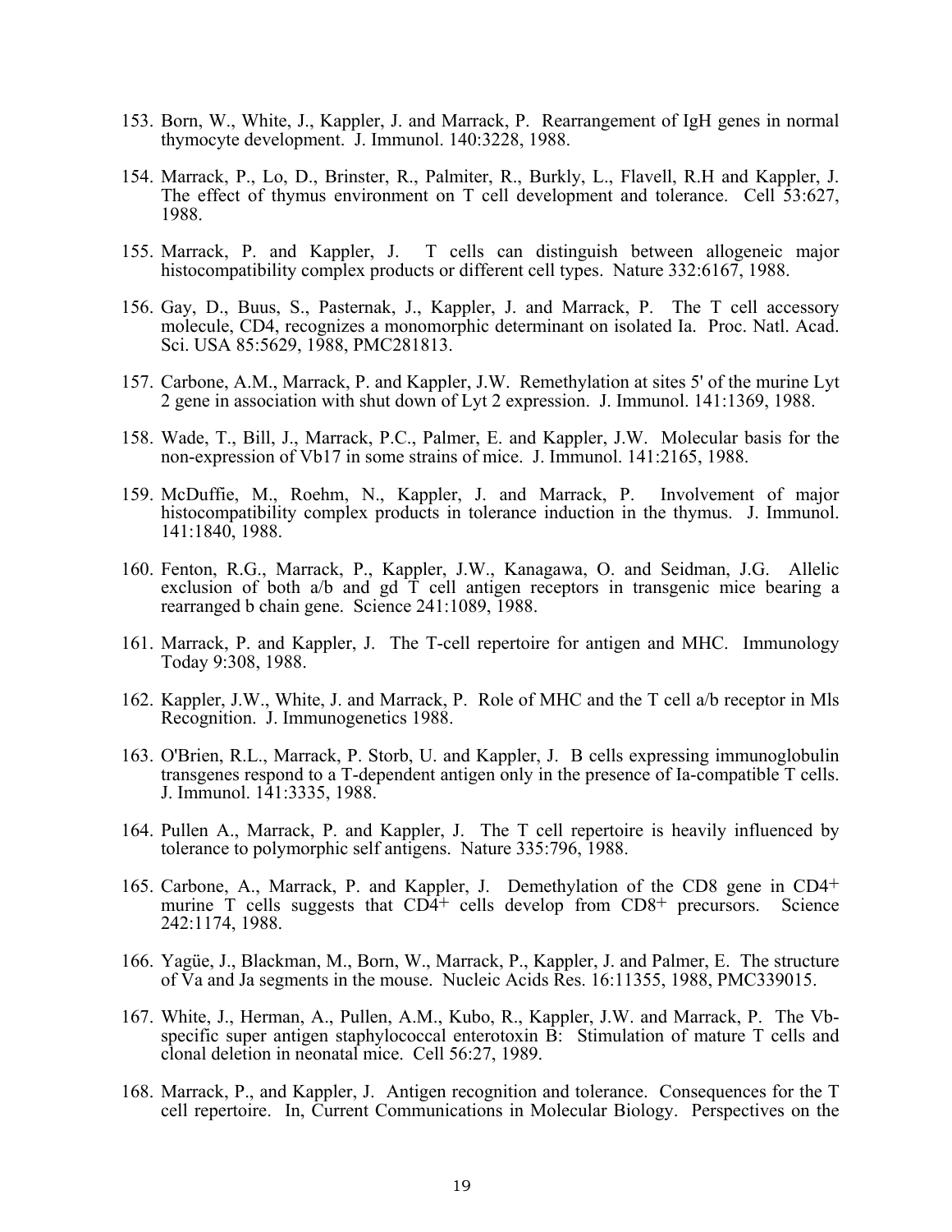153. Born, W., White, J., Kappler, J. and Marrack, P. Rearrangement of IgH genes in normal thymocyte development. J. Immunol. 140:3228, 1988.

154. Marrack, P., Lo, D., Brinster, R., Palmiter, R., Burkly, L., Flavell, R.H and Kappler, J. The effect of thymus environment on T cell development and tolerance. Cell 53:627, 1988.

155. Marrack, P. and Kappler, J. T cells can distinguish between allogeneic major histocompatibility complex products or different cell types. Nature 332:6167, 1988.

156. Gay, D., Buus, S., Pasternak, J., Kappler, J. and Marrack, P. The T cell accessory molecule, CD4, recognizes a monomorphic determinant on isolated Ia. Proc. Natl. Acad. Sci. USA 85:5629, 1988, PMC281813.

157. Carbone, A.M., Marrack, P. and Kappler, J.W. Remethylation at sites 5' of the murine Lyt 2 gene in association with shut down of Lyt 2 expression. J. Immunol. 141:1369, 1988.

158. Wade, T., Bill, J., Marrack, P.C., Palmer, E. and Kappler, J.W. Molecular basis for the non-expression of Vb17 in some strains of mice. J. Immunol. 141:2165, 1988.

159. McDuffie, M., Roehm, N., Kappler, J. and Marrack, P. Involvement of major histocompatibility complex products in tolerance induction in the thymus. J. Immunol. 141:1840, 1988.

160. Fenton, R.G., Marrack, P., Kappler, J.W., Kanagawa, O. and Seidman, J.G. Allelic exclusion of both a/b and gd T cell antigen receptors in transgenic mice bearing a rearranged b chain gene. Science 241:1089, 1988.

161. Marrack, P. and Kappler, J. The T-cell repertoire for antigen and MHC. Immunology Today 9:308, 1988.

162. Kappler, J.W., White, J. and Marrack, P. Role of MHC and the T cell a/b receptor in Mls Recognition. J. Immunogenetics 1988.

163. O'Brien, R.L., Marrack, P. Storb, U. and Kappler, J. B cells expressing immunoglobulin transgenes respond to a T-dependent antigen only in the presence of Ia-compatible T cells. J. Immunol. 141:3335, 1988.

164. Pullen A., Marrack, P. and Kappler, J. The T cell repertoire is heavily influenced by tolerance to polymorphic self antigens. Nature 335:796, 1988.

165. Carbone, A., Marrack, P. and Kappler, J. Demethylation of the CD8 gene in CD4+ murine T cells suggests that CD4+ cells develop from CD8+ precursors. Science 242:1174, 1988.

166. Yagüe, J., Blackman, M., Born, W., Marrack, P., Kappler, J. and Palmer, E. The structure of Va and Ja segments in the mouse. Nucleic Acids Res. 16:11355, 1988, PMC339015.

167. White, J., Herman, A., Pullen, A.M., Kubo, R., Kappler, J.W. and Marrack, P. The Vb-specific super antigen staphylococcal enterotoxin B: Stimulation of mature T cells and clonal deletion in neonatal mice. Cell 56:27, 1989.

168. Marrack, P., and Kappler, J. Antigen recognition and tolerance. Consequences for the T cell repertoire. In, Current Communications in Molecular Biology. Perspectives on the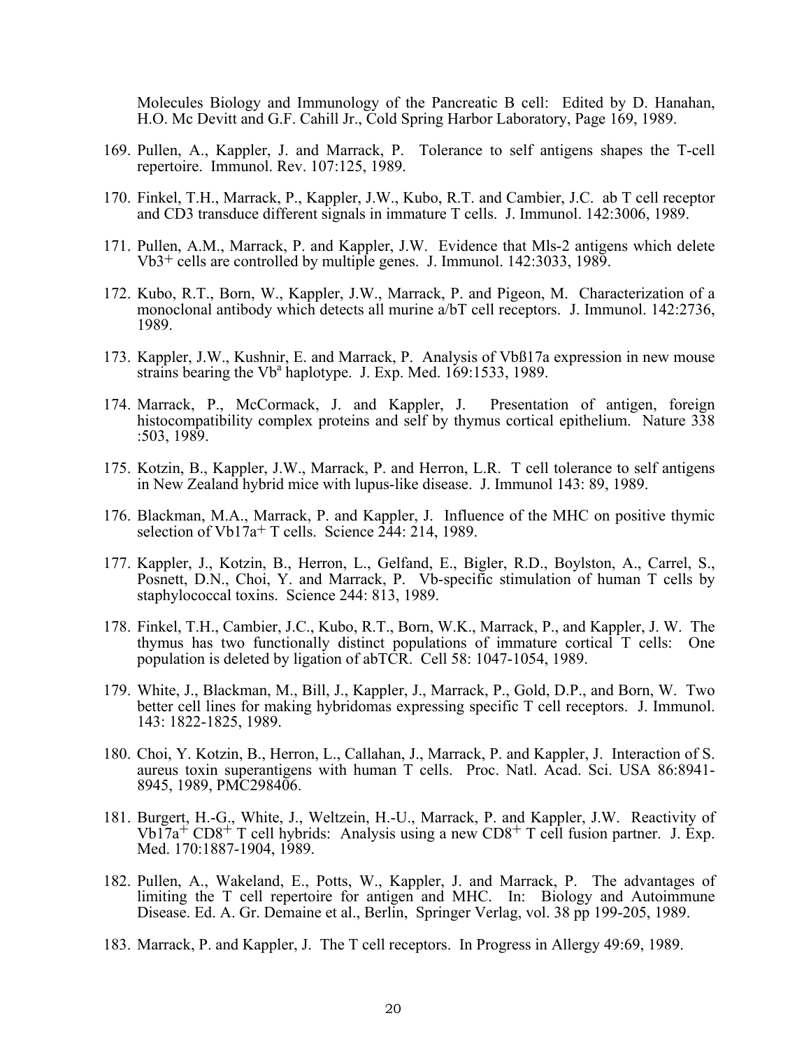Molecules Biology and Immunology of the Pancreatic B cell: Edited by D. Hanahan, H.O. Mc Devitt and G.F. Cahill Jr., Cold Spring Harbor Laboratory, Page 169, 1989.

169. Pullen, A., Kappler, J. and Marrack, P. Tolerance to self antigens shapes the T-cell repertoire. Immunol. Rev. 107:125, 1989.

170. Finkel, T.H., Marrack, P., Kappler, J.W., Kubo, R.T. and Cambier, J.C. ab T cell receptor and CD3 transduce different signals in immature T cells. J. Immunol. 142:3006, 1989.

171. Pullen, A.M., Marrack, P. and Kappler, J.W. Evidence that Mls-2 antigens which delete Vb3+ cells are controlled by multiple genes. J. Immunol. 142:3033, 1989.

172. Kubo, R.T., Born, W., Kappler, J.W., Marrack, P. and Pigeon, M. Characterization of a monoclonal antibody which detects all murine a/bT cell receptors. J. Immunol. 142:2736, 1989.

173. Kappler, J.W., Kushnir, E. and Marrack, P. Analysis of Vbß17a expression in new mouse strains bearing the Vb$^{a}$ haplotype. J. Exp. Med. 169:1533, 1989.

174. Marrack, P., McCormack, J. and Kappler, J. Presentation of antigen, foreign histocompatibility complex proteins and self by thymus cortical epithelium. Nature 338 :503, 1989.

175. Kotzin, B., Kappler, J.W., Marrack, P. and Herron, L.R. T cell tolerance to self antigens in New Zealand hybrid mice with lupus-like disease. J. Immunol 143: 89, 1989.

176. Blackman, M.A., Marrack, P. and Kappler, J. Influence of the MHC on positive thymic selection of Vb17a+ T cells. Science 244: 214, 1989.

177. Kappler, J., Kotzin, B., Herron, L., Gelfand, E., Bigler, R.D., Boylston, A., Carrel, S., Posnett, D.N., Choi, Y. and Marrack, P. Vb-specific stimulation of human T cells by staphylococcal toxins. Science 244: 813, 1989.

178. Finkel, T.H., Cambier, J.C., Kubo, R.T., Born, W.K., Marrack, P., and Kappler, J. W. The thymus has two functionally distinct populations of immature cortical T cells: One population is deleted by ligation of abTCR. Cell 58: 1047-1054, 1989.

179. White, J., Blackman, M., Bill, J., Kappler, J., Marrack, P., Gold, D.P., and Born, W. Two better cell lines for making hybridomas expressing specific T cell receptors. J. Immunol. 143: 1822-1825, 1989.

180. Choi, Y. Kotzin, B., Herron, L., Callahan, J., Marrack, P. and Kappler, J. Interaction of S. aureus toxin superantigens with human T cells. Proc. Natl. Acad. Sci. USA 86:8941-8945, 1989, PMC298406.

181. Burgert, H.-G., White, J., Weltzein, H.-U., Marrack, P. and Kappler, J.W. Reactivity of Vb17a+ CD8+ T cell hybrids: Analysis using a new CD8+ T cell fusion partner. J. Exp. Med. 170:1887-1904, 1989.

182. Pullen, A., Wakeland, E., Potts, W., Kappler, J. and Marrack, P. The advantages of limiting the T cell repertoire for antigen and MHC. In: Biology and Autoimmune Disease. Ed. A. Gr. Demaine et al., Berlin, Springer Verlag, vol. 38 pp 199-205, 1989.

183. Marrack, P. and Kappler, J. The T cell receptors. In Progress in Allergy 49:69, 1989.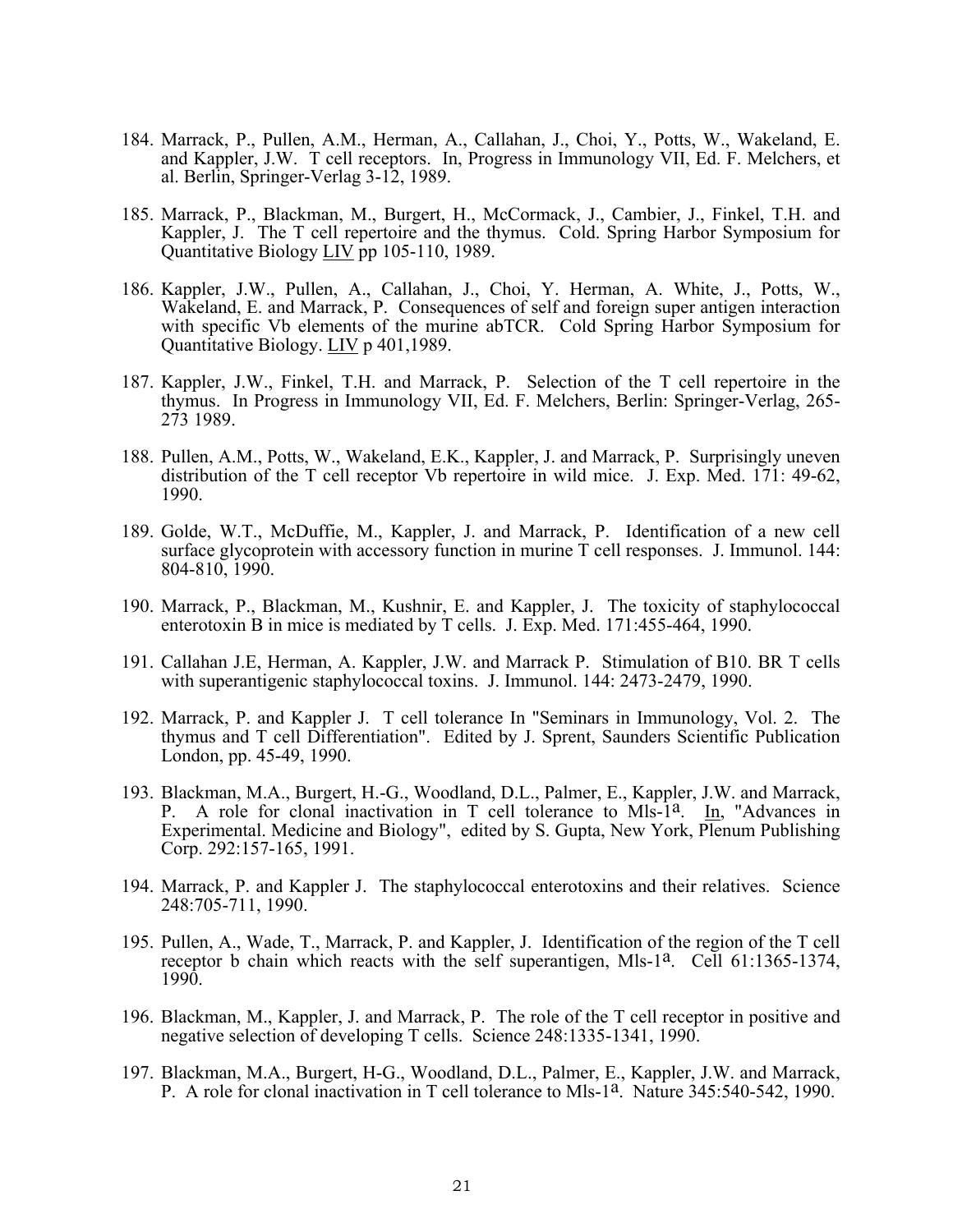184. Marrack, P., Pullen, A.M., Herman, A., Callahan, J., Choi, Y., Potts, W., Wakeland, E. and Kappler, J.W. T cell receptors. In, Progress in Immunology VII, Ed. F. Melchers, et al. Berlin, Springer-Verlag 3-12, 1989.

185. Marrack, P., Blackman, M., Burgert, H., McCormack, J., Cambier, J., Finkel, T.H. and Kappler, J. The T cell repertoire and the thymus. Cold. Spring Harbor Symposium for Quantitative Biology LIV pp 105-110, 1989.

186. Kappler, J.W., Pullen, A., Callahan, J., Choi, Y. Herman, A. White, J., Potts, W., Wakeland, E. and Marrack, P. Consequences of self and foreign super antigen interaction with specific Vb elements of the murine abTCR. Cold Spring Harbor Symposium for Quantitative Biology. LIV p 401,1989.

187. Kappler, J.W., Finkel, T.H. and Marrack, P. Selection of the T cell repertoire in the thymus. In Progress in Immunology VII, Ed. F. Melchers, Berlin: Springer-Verlag, 265-273 1989.

188. Pullen, A.M., Potts, W., Wakeland, E.K., Kappler, J. and Marrack, P. Surprisingly uneven distribution of the T cell receptor Vb repertoire in wild mice. J. Exp. Med. 171: 49-62, 1990.

189. Golde, W.T., McDuffie, M., Kappler, J. and Marrack, P. Identification of a new cell surface glycoprotein with accessory function in murine T cell responses. J. Immunol. 144: 804-810, 1990.

190. Marrack, P., Blackman, M., Kushnir, E. and Kappler, J. The toxicity of staphylococcal enterotoxin B in mice is mediated by T cells. J. Exp. Med. 171:455-464, 1990.

191. Callahan J.E, Herman, A. Kappler, J.W. and Marrack P. Stimulation of B10. BR T cells with superantigenic staphylococcal toxins. J. Immunol. 144: 2473-2479, 1990.

192. Marrack, P. and Kappler J. T cell tolerance In "Seminars in Immunology, Vol. 2. The thymus and T cell Differentiation". Edited by J. Sprent, Saunders Scientific Publication London, pp. 45-49, 1990.

193. Blackman, M.A., Burgert, H.-G., Woodland, D.L., Palmer, E., Kappler, J.W. and Marrack, P. A role for clonal inactivation in T cell tolerance to Mls-1a. In, "Advances in Experimental. Medicine and Biology", edited by S. Gupta, New York, Plenum Publishing Corp. 292:157-165, 1991.

194. Marrack, P. and Kappler J. The staphylococcal enterotoxins and their relatives. Science 248:705-711, 1990.

195. Pullen, A., Wade, T., Marrack, P. and Kappler, J. Identification of the region of the T cell receptor b chain which reacts with the self superantigen, Mls-1a. Cell 61:1365-1374, 1990.

196. Blackman, M., Kappler, J. and Marrack, P. The role of the T cell receptor in positive and negative selection of developing T cells. Science 248:1335-1341, 1990.

197. Blackman, M.A., Burgert, H-G., Woodland, D.L., Palmer, E., Kappler, J.W. and Marrack, P. A role for clonal inactivation in T cell tolerance to Mls-1a. Nature 345:540-542, 1990.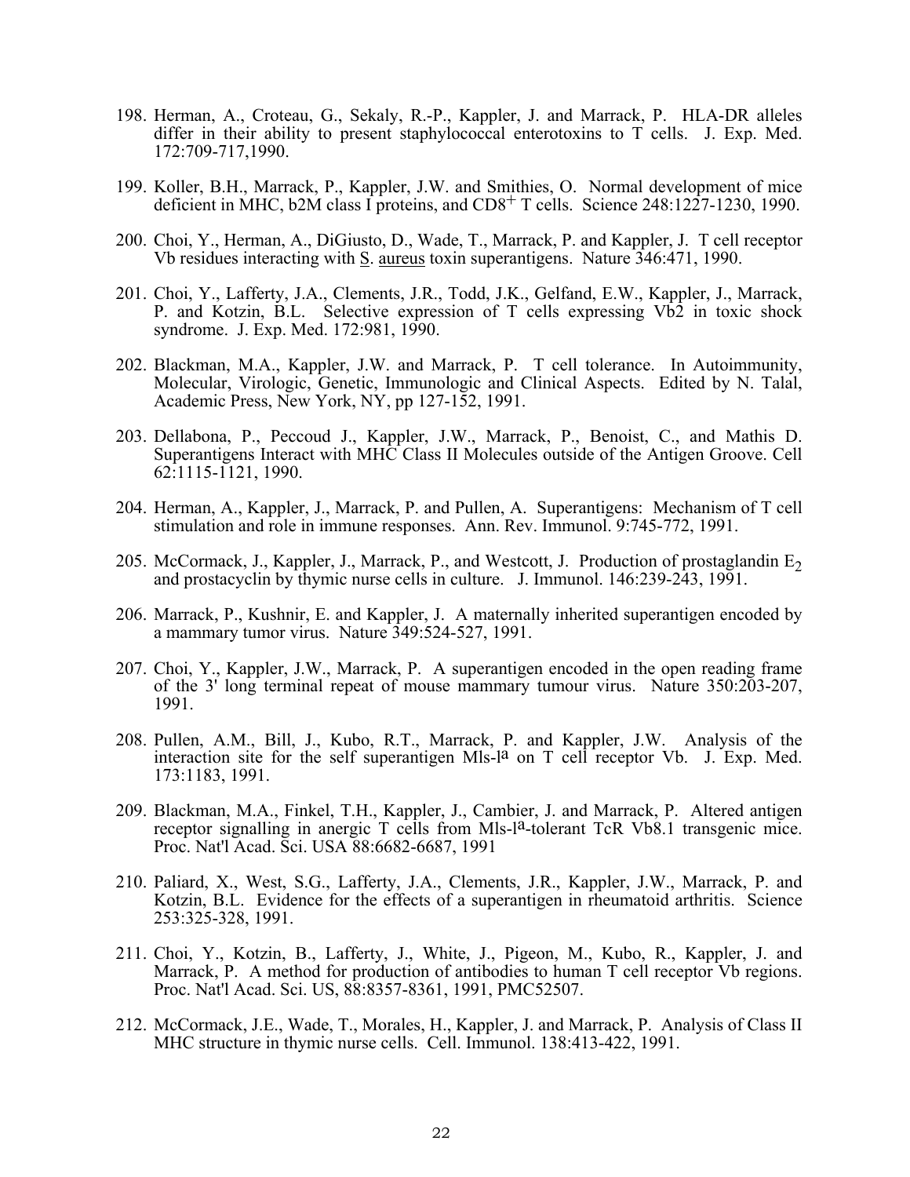198. Herman, A., Croteau, G., Sekaly, R.-P., Kappler, J. and Marrack, P. HLA-DR alleles differ in their ability to present staphylococcal enterotoxins to T cells. J. Exp. Med. 172:709-717,1990.

199. Koller, B.H., Marrack, P., Kappler, J.W. and Smithies, O. Normal development of mice deficient in MHC, b2M class I proteins, and $CD8^+$ T cells. Science 248:1227-1230, 1990.

200. Choi, Y., Herman, A., DiGiusto, D., Wade, T., Marrack, P. and Kappler, J. T cell receptor Vb residues interacting with S. aureus toxin superantigens. Nature 346:471, 1990.

201. Choi, Y., Lafferty, J.A., Clements, J.R., Todd, J.K., Gelfand, E.W., Kappler, J., Marrack, P. and Kotzin, B.L. Selective expression of T cells expressing Vb2 in toxic shock syndrome. J. Exp. Med. 172:981, 1990.

202. Blackman, M.A., Kappler, J.W. and Marrack, P. T cell tolerance. In Autoimmunity, Molecular, Virologic, Genetic, Immunologic and Clinical Aspects. Edited by N. Talal, Academic Press, New York, NY, pp 127-152, 1991.

203. Dellabona, P., Peccoud J., Kappler, J.W., Marrack, P., Benoist, C., and Mathis D. Superantigens Interact with MHC Class II Molecules outside of the Antigen Groove. Cell 62:1115-1121, 1990.

204. Herman, A., Kappler, J., Marrack, P. and Pullen, A. Superantigens: Mechanism of T cell stimulation and role in immune responses. Ann. Rev. Immunol. 9:745-772, 1991.

205. McCormack, J., Kappler, J., Marrack, P., and Westcott, J. Production of prostaglandin $E_2$ and prostacyclin by thymic nurse cells in culture. J. Immunol. 146:239-243, 1991.

206. Marrack, P., Kushnir, E. and Kappler, J. A maternally inherited superantigen encoded by a mammary tumor virus. Nature 349:524-527, 1991.

207. Choi, Y., Kappler, J.W., Marrack, P. A superantigen encoded in the open reading frame of the 3' long terminal repeat of mouse mammary tumour virus. Nature 350:203-207, 1991.

208. Pullen, A.M., Bill, J., Kubo, R.T., Marrack, P. and Kappler, J.W. Analysis of the interaction site for the self superantigen Mls-$l^a$ on T cell receptor Vb. J. Exp. Med. 173:1183, 1991.

209. Blackman, M.A., Finkel, T.H., Kappler, J., Cambier, J. and Marrack, P. Altered antigen receptor signalling in anergic T cells from Mls-$l^a$-tolerant TcR Vb8.1 transgenic mice. Proc. Nat'l Acad. Sci. USA 88:6682-6687, 1991

210. Paliard, X., West, S.G., Lafferty, J.A., Clements, J.R., Kappler, J.W., Marrack, P. and Kotzin, B.L. Evidence for the effects of a superantigen in rheumatoid arthritis. Science 253:325-328, 1991.

211. Choi, Y., Kotzin, B., Lafferty, J., White, J., Pigeon, M., Kubo, R., Kappler, J. and Marrack, P. A method for production of antibodies to human T cell receptor Vb regions. Proc. Nat'l Acad. Sci. US, 88:8357-8361, 1991, PMC52507.

212. McCormack, J.E., Wade, T., Morales, H., Kappler, J. and Marrack, P. Analysis of Class II MHC structure in thymic nurse cells. Cell. Immunol. 138:413-422, 1991.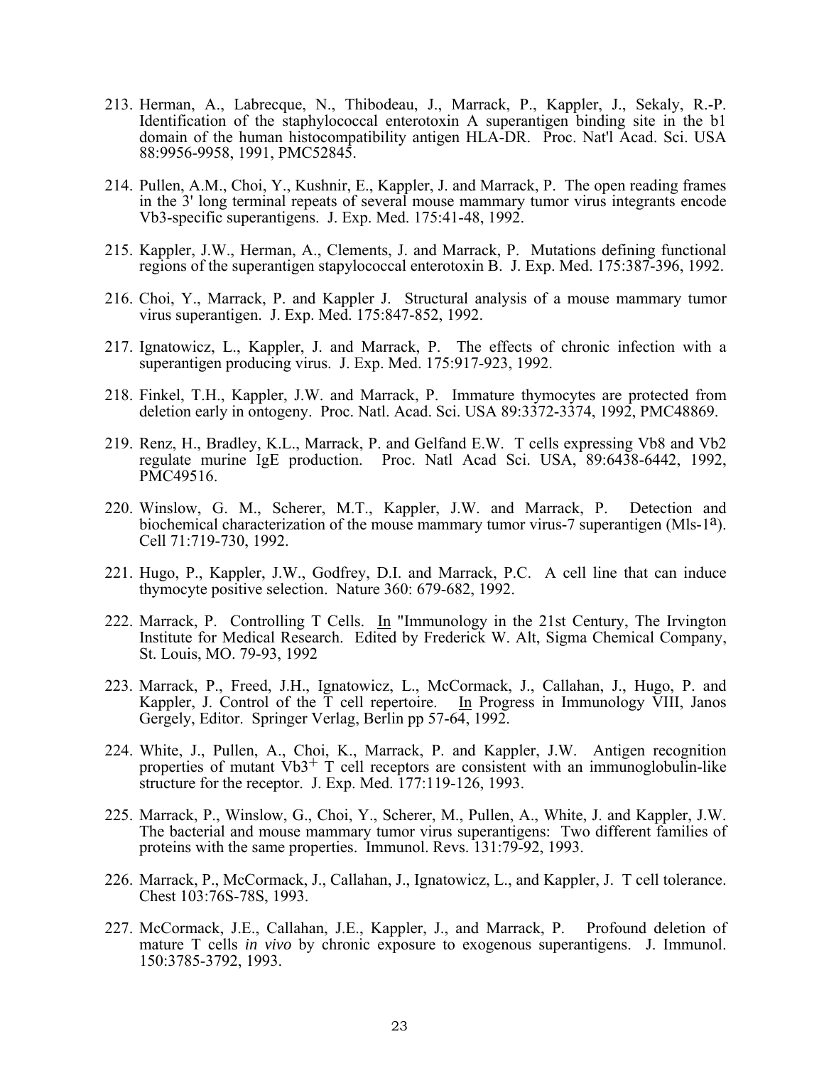213. Herman, A., Labrecque, N., Thibodeau, J., Marrack, P., Kappler, J., Sekaly, R.-P. Identification of the staphylococcal enterotoxin A superantigen binding site in the b1 domain of the human histocompatibility antigen HLA-DR. Proc. Nat'l Acad. Sci. USA 88:9956-9958, 1991, PMC52845.

214. Pullen, A.M., Choi, Y., Kushnir, E., Kappler, J. and Marrack, P. The open reading frames in the 3' long terminal repeats of several mouse mammary tumor virus integrants encode Vb3-specific superantigens. J. Exp. Med. 175:41-48, 1992.

215. Kappler, J.W., Herman, A., Clements, J. and Marrack, P. Mutations defining functional regions of the superantigen stapylococcal enterotoxin B. J. Exp. Med. 175:387-396, 1992.

216. Choi, Y., Marrack, P. and Kappler J. Structural analysis of a mouse mammary tumor virus superantigen. J. Exp. Med. 175:847-852, 1992.

217. Ignatowicz, L., Kappler, J. and Marrack, P. The effects of chronic infection with a superantigen producing virus. J. Exp. Med. 175:917-923, 1992.

218. Finkel, T.H., Kappler, J.W. and Marrack, P. Immature thymocytes are protected from deletion early in ontogeny. Proc. Natl. Acad. Sci. USA 89:3372-3374, 1992, PMC48869.

219. Renz, H., Bradley, K.L., Marrack, P. and Gelfand E.W. T cells expressing Vb8 and Vb2 regulate murine IgE production. Proc. Natl Acad Sci. USA, 89:6438-6442, 1992, PMC49516.

220. Winslow, G. M., Scherer, M.T., Kappler, J.W. and Marrack, P. Detection and biochemical characterization of the mouse mammary tumor virus-7 superantigen (Mls-1$^{a}$). Cell 71:719-730, 1992.

221. Hugo, P., Kappler, J.W., Godfrey, D.I. and Marrack, P.C. A cell line that can induce thymocyte positive selection. Nature 360: 679-682, 1992.

222. Marrack, P. Controlling T Cells. In "Immunology in the 21st Century, The Irvington Institute for Medical Research. Edited by Frederick W. Alt, Sigma Chemical Company, St. Louis, MO. 79-93, 1992

223. Marrack, P., Freed, J.H., Ignatowicz, L., McCormack, J., Callahan, J., Hugo, P. and Kappler, J. Control of the T cell repertoire. In Progress in Immunology VIII, Janos Gergely, Editor. Springer Verlag, Berlin pp 57-64, 1992.

224. White, J., Pullen, A., Choi, K., Marrack, P. and Kappler, J.W. Antigen recognition properties of mutant Vb3$^{+}$ T cell receptors are consistent with an immunoglobulin-like structure for the receptor. J. Exp. Med. 177:119-126, 1993.

225. Marrack, P., Winslow, G., Choi, Y., Scherer, M., Pullen, A., White, J. and Kappler, J.W. The bacterial and mouse mammary tumor virus superantigens: Two different families of proteins with the same properties. Immunol. Revs. 131:79-92, 1993.

226. Marrack, P., McCormack, J., Callahan, J., Ignatowicz, L., and Kappler, J. T cell tolerance. Chest 103:76S-78S, 1993.

227. McCormack, J.E., Callahan, J.E., Kappler, J., and Marrack, P. Profound deletion of mature T cells *in vivo* by chronic exposure to exogenous superantigens. J. Immunol. 150:3785-3792, 1993.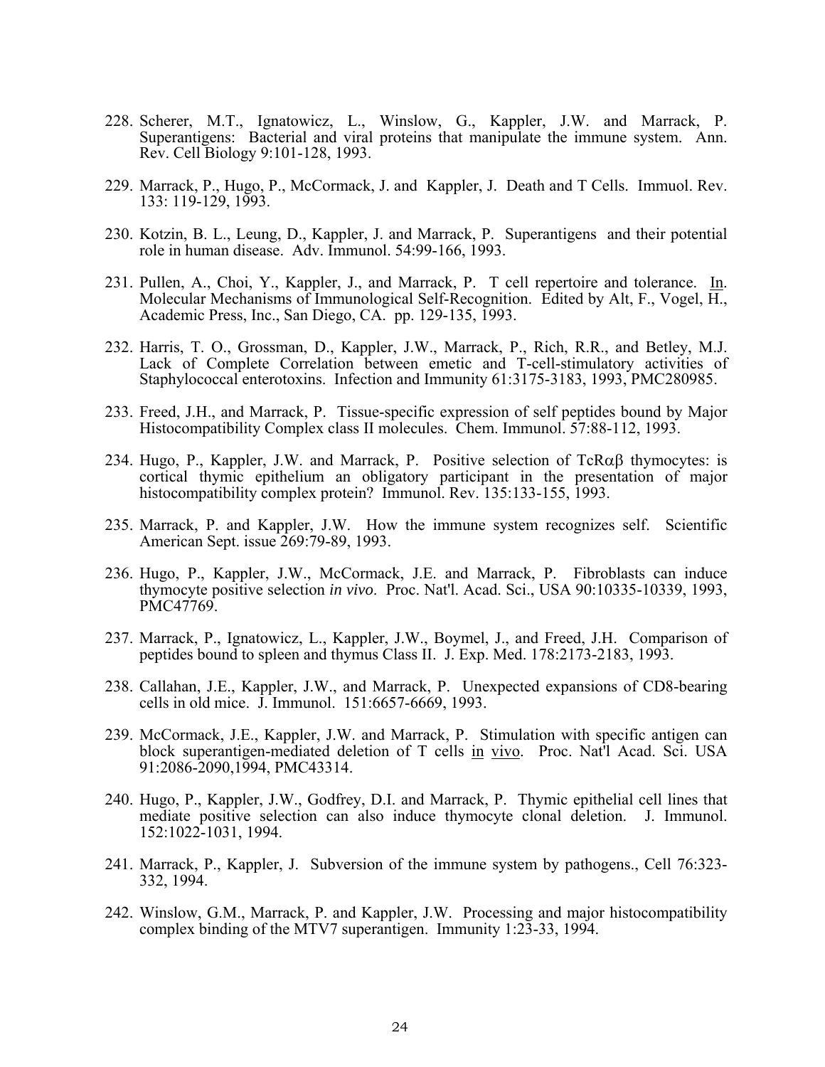228. Scherer, M.T., Ignatowicz, L., Winslow, G., Kappler, J.W. and Marrack, P. Superantigens: Bacterial and viral proteins that manipulate the immune system. Ann. Rev. Cell Biology 9:101-128, 1993.

229. Marrack, P., Hugo, P., McCormack, J. and Kappler, J. Death and T Cells. Immuol. Rev. 133: 119-129, 1993.

230. Kotzin, B. L., Leung, D., Kappler, J. and Marrack, P. Superantigens and their potential role in human disease. Adv. Immunol. 54:99-166, 1993.

231. Pullen, A., Choi, Y., Kappler, J., and Marrack, P. T cell repertoire and tolerance. In. Molecular Mechanisms of Immunological Self-Recognition. Edited by Alt, F., Vogel, H., Academic Press, Inc., San Diego, CA. pp. 129-135, 1993.

232. Harris, T. O., Grossman, D., Kappler, J.W., Marrack, P., Rich, R.R., and Betley, M.J. Lack of Complete Correlation between emetic and T-cell-stimulatory activities of Staphylococcal enterotoxins. Infection and Immunity 61:3175-3183, 1993, PMC280985.

233. Freed, J.H., and Marrack, P. Tissue-specific expression of self peptides bound by Major Histocompatibility Complex class II molecules. Chem. Immunol. 57:88-112, 1993.

234. Hugo, P., Kappler, J.W. and Marrack, P. Positive selection of TcRαβ thymocytes: is cortical thymic epithelium an obligatory participant in the presentation of major histocompatibility complex protein? Immunol. Rev. 135:133-155, 1993.

235. Marrack, P. and Kappler, J.W. How the immune system recognizes self. Scientific American Sept. issue 269:79-89, 1993.

236. Hugo, P., Kappler, J.W., McCormack, J.E. and Marrack, P. Fibroblasts can induce thymocyte positive selection *in vivo*. Proc. Nat'l. Acad. Sci., USA 90:10335-10339, 1993, PMC47769.

237. Marrack, P., Ignatowicz, L., Kappler, J.W., Boymel, J., and Freed, J.H. Comparison of peptides bound to spleen and thymus Class II. J. Exp. Med. 178:2173-2183, 1993.

238. Callahan, J.E., Kappler, J.W., and Marrack, P. Unexpected expansions of CD8-bearing cells in old mice. J. Immunol. 151:6657-6669, 1993.

239. McCormack, J.E., Kappler, J.W. and Marrack, P. Stimulation with specific antigen can block superantigen-mediated deletion of T cells in vivo. Proc. Nat'l Acad. Sci. USA 91:2086-2090,1994, PMC43314.

240. Hugo, P., Kappler, J.W., Godfrey, D.I. and Marrack, P. Thymic epithelial cell lines that mediate positive selection can also induce thymocyte clonal deletion. J. Immunol. 152:1022-1031, 1994.

241. Marrack, P., Kappler, J. Subversion of the immune system by pathogens., Cell 76:323-332, 1994.

242. Winslow, G.M., Marrack, P. and Kappler, J.W. Processing and major histocompatibility complex binding of the MTV7 superantigen. Immunity 1:23-33, 1994.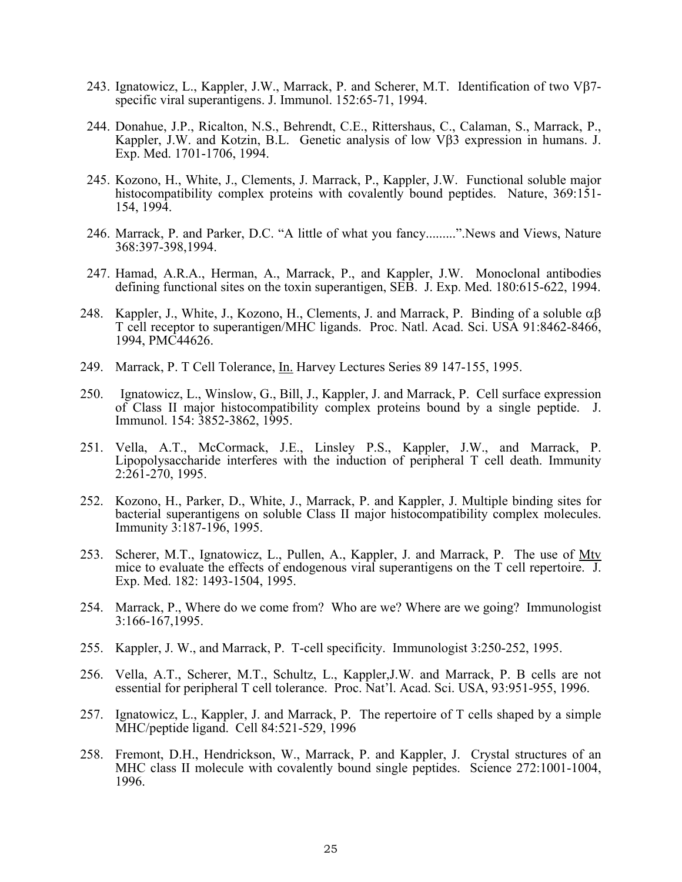243. Ignatowicz, L., Kappler, J.W., Marrack, P. and Scherer, M.T. Identification of two Vβ7-specific viral superantigens. J. Immunol. 152:65-71, 1994.

244. Donahue, J.P., Ricalton, N.S., Behrendt, C.E., Rittershaus, C., Calaman, S., Marrack, P., Kappler, J.W. and Kotzin, B.L. Genetic analysis of low Vβ3 expression in humans. J. Exp. Med. 1701-1706, 1994.

245. Kozono, H., White, J., Clements, J. Marrack, P., Kappler, J.W. Functional soluble major histocompatibility complex proteins with covalently bound peptides. Nature, 369:151-154, 1994.

246. Marrack, P. and Parker, D.C. "A little of what you fancy.........".News and Views, Nature 368:397-398,1994.

247. Hamad, A.R.A., Herman, A., Marrack, P., and Kappler, J.W. Monoclonal antibodies defining functional sites on the toxin superantigen, SEB. J. Exp. Med. 180:615-622, 1994.

248. Kappler, J., White, J., Kozono, H., Clements, J. and Marrack, P. Binding of a soluble αβ T cell receptor to superantigen/MHC ligands. Proc. Natl. Acad. Sci. USA 91:8462-8466, 1994, PMC44626.

249. Marrack, P. T Cell Tolerance, In. Harvey Lectures Series 89 147-155, 1995.

250. Ignatowicz, L., Winslow, G., Bill, J., Kappler, J. and Marrack, P. Cell surface expression of Class II major histocompatibility complex proteins bound by a single peptide. J. Immunol. 154: 3852-3862, 1995.

251. Vella, A.T., McCormack, J.E., Linsley P.S., Kappler, J.W., and Marrack, P. Lipopolysaccharide interferes with the induction of peripheral T cell death. Immunity 2:261-270, 1995.

252. Kozono, H., Parker, D., White, J., Marrack, P. and Kappler, J. Multiple binding sites for bacterial superantigens on soluble Class II major histocompatibility complex molecules. Immunity 3:187-196, 1995.

253. Scherer, M.T., Ignatowicz, L., Pullen, A., Kappler, J. and Marrack, P. The use of Mtv mice to evaluate the effects of endogenous viral superantigens on the T cell repertoire. J. Exp. Med. 182: 1493-1504, 1995.

254. Marrack, P., Where do we come from? Who are we? Where are we going? Immunologist 3:166-167,1995.

255. Kappler, J. W., and Marrack, P. T-cell specificity. Immunologist 3:250-252, 1995.

256. Vella, A.T., Scherer, M.T., Schultz, L., Kappler,J.W. and Marrack, P. B cells are not essential for peripheral T cell tolerance. Proc. Nat'l. Acad. Sci. USA, 93:951-955, 1996.

257. Ignatowicz, L., Kappler, J. and Marrack, P. The repertoire of T cells shaped by a simple MHC/peptide ligand. Cell 84:521-529, 1996

258. Fremont, D.H., Hendrickson, W., Marrack, P. and Kappler, J. Crystal structures of an MHC class II molecule with covalently bound single peptides. Science 272:1001-1004, 1996.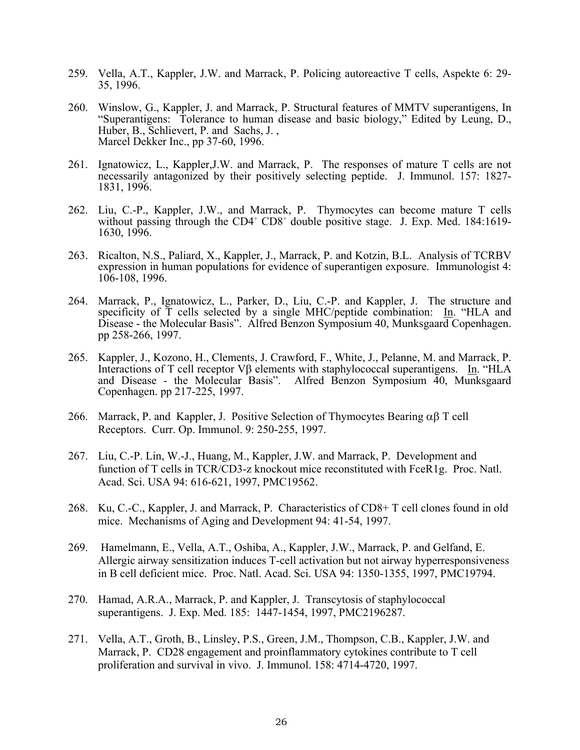259. Vella, A.T., Kappler, J.W. and Marrack, P. Policing autoreactive T cells, Aspekte 6: 29-35, 1996.

260. Winslow, G., Kappler, J. and Marrack, P. Structural features of MMTV superantigens, In "Superantigens: Tolerance to human disease and basic biology," Edited by Leung, D., Huber, B., Schlievert, P. and Sachs, J. , Marcel Dekker Inc., pp 37-60, 1996.

261. Ignatowicz, L., Kappler,J.W. and Marrack, P. The responses of mature T cells are not necessarily antagonized by their positively selecting peptide. J. Immunol. 157: 1827-1831, 1996.

262. Liu, C.-P., Kappler, J.W., and Marrack, P. Thymocytes can become mature T cells without passing through the CD4$^{+}$ CD8$^{+}$ double positive stage. J. Exp. Med. 184:1619-1630, 1996.

263. Ricalton, N.S., Paliard, X., Kappler, J., Marrack, P. and Kotzin, B.L. Analysis of TCRBV expression in human populations for evidence of superantigen exposure. Immunologist 4: 106-108, 1996.

264. Marrack, P., Ignatowicz, L., Parker, D., Liu, C.-P. and Kappler, J. The structure and specificity of T cells selected by a single MHC/peptide combination: In. "HLA and Disease - the Molecular Basis". Alfred Benzon Symposium 40, Munksgaard Copenhagen. pp 258-266, 1997.

265. Kappler, J., Kozono, H., Clements, J. Crawford, F., White, J., Pelanne, M. and Marrack, P. Interactions of T cell receptor Vβ elements with staphylococcal superantigens. In. "HLA and Disease - the Molecular Basis". Alfred Benzon Symposium 40, Munksgaard Copenhagen. pp 217-225, 1997.

266. Marrack, P. and Kappler, J. Positive Selection of Thymocytes Bearing αβ T cell Receptors. Curr. Op. Immunol. 9: 250-255, 1997.

267. Liu, C.-P. Lin, W.-J., Huang, M., Kappler, J.W. and Marrack, P. Development and function of T cells in TCR/CD3-z knockout mice reconstituted with FceR1g. Proc. Natl. Acad. Sci. USA 94: 616-621, 1997, PMC19562.

268. Ku, C.-C., Kappler, J. and Marrack, P. Characteristics of CD8+ T cell clones found in old mice. Mechanisms of Aging and Development 94: 41-54, 1997.

269. Hamelmann, E., Vella, A.T., Oshiba, A., Kappler, J.W., Marrack, P. and Gelfand, E. Allergic airway sensitization induces T-cell activation but not airway hyperresponsiveness in B cell deficient mice. Proc. Natl. Acad. Sci. USA 94: 1350-1355, 1997, PMC19794.

270. Hamad, A.R.A., Marrack, P. and Kappler, J. Transcytosis of staphylococcal superantigens. J. Exp. Med. 185: 1447-1454, 1997, PMC2196287.

271. Vella, A.T., Groth, B., Linsley, P.S., Green, J.M., Thompson, C.B., Kappler, J.W. and Marrack, P. CD28 engagement and proinflammatory cytokines contribute to T cell proliferation and survival in vivo. J. Immunol. 158: 4714-4720, 1997.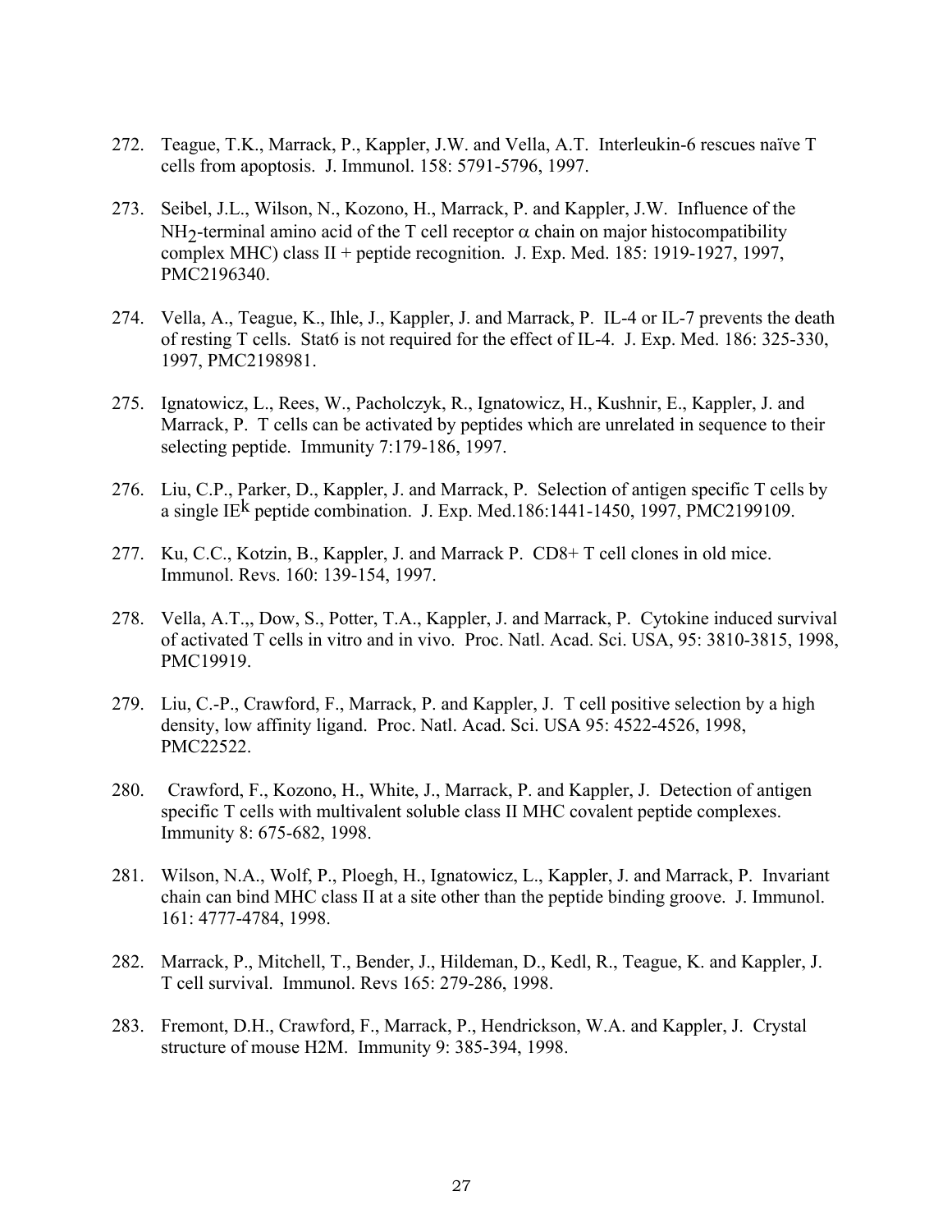272. Teague, T.K., Marrack, P., Kappler, J.W. and Vella, A.T. Interleukin-6 rescues naïve T cells from apoptosis. J. Immunol. 158: 5791-5796, 1997.

273. Seibel, J.L., Wilson, N., Kozono, H., Marrack, P. and Kappler, J.W. Influence of the $NH_2$-terminal amino acid of the T cell receptor $\alpha$ chain on major histocompatibility complex MHC) class II + peptide recognition. J. Exp. Med. 185: 1919-1927, 1997, PMC2196340.

274. Vella, A., Teague, K., Ihle, J., Kappler, J. and Marrack, P. IL-4 or IL-7 prevents the death of resting T cells. Stat6 is not required for the effect of IL-4. J. Exp. Med. 186: 325-330, 1997, PMC2198981.

275. Ignatowicz, L., Rees, W., Pacholczyk, R., Ignatowicz, H., Kushnir, E., Kappler, J. and Marrack, P. T cells can be activated by peptides which are unrelated in sequence to their selecting peptide. Immunity 7:179-186, 1997.

276. Liu, C.P., Parker, D., Kappler, J. and Marrack, P. Selection of antigen specific T cells by a single $IE^k$ peptide combination. J. Exp. Med.186:1441-1450, 1997, PMC2199109.

277. Ku, C.C., Kotzin, B., Kappler, J. and Marrack P. CD8+ T cell clones in old mice. Immunol. Revs. 160: 139-154, 1997.

278. Vella, A.T.,, Dow, S., Potter, T.A., Kappler, J. and Marrack, P. Cytokine induced survival of activated T cells in vitro and in vivo. Proc. Natl. Acad. Sci. USA, 95: 3810-3815, 1998, PMC19919.

279. Liu, C.-P., Crawford, F., Marrack, P. and Kappler, J. T cell positive selection by a high density, low affinity ligand. Proc. Natl. Acad. Sci. USA 95: 4522-4526, 1998, PMC22522.

280. Crawford, F., Kozono, H., White, J., Marrack, P. and Kappler, J. Detection of antigen specific T cells with multivalent soluble class II MHC covalent peptide complexes. Immunity 8: 675-682, 1998.

281. Wilson, N.A., Wolf, P., Ploegh, H., Ignatowicz, L., Kappler, J. and Marrack, P. Invariant chain can bind MHC class II at a site other than the peptide binding groove. J. Immunol. 161: 4777-4784, 1998.

282. Marrack, P., Mitchell, T., Bender, J., Hildeman, D., Kedl, R., Teague, K. and Kappler, J. T cell survival. Immunol. Revs 165: 279-286, 1998.

283. Fremont, D.H., Crawford, F., Marrack, P., Hendrickson, W.A. and Kappler, J. Crystal structure of mouse H2M. Immunity 9: 385-394, 1998.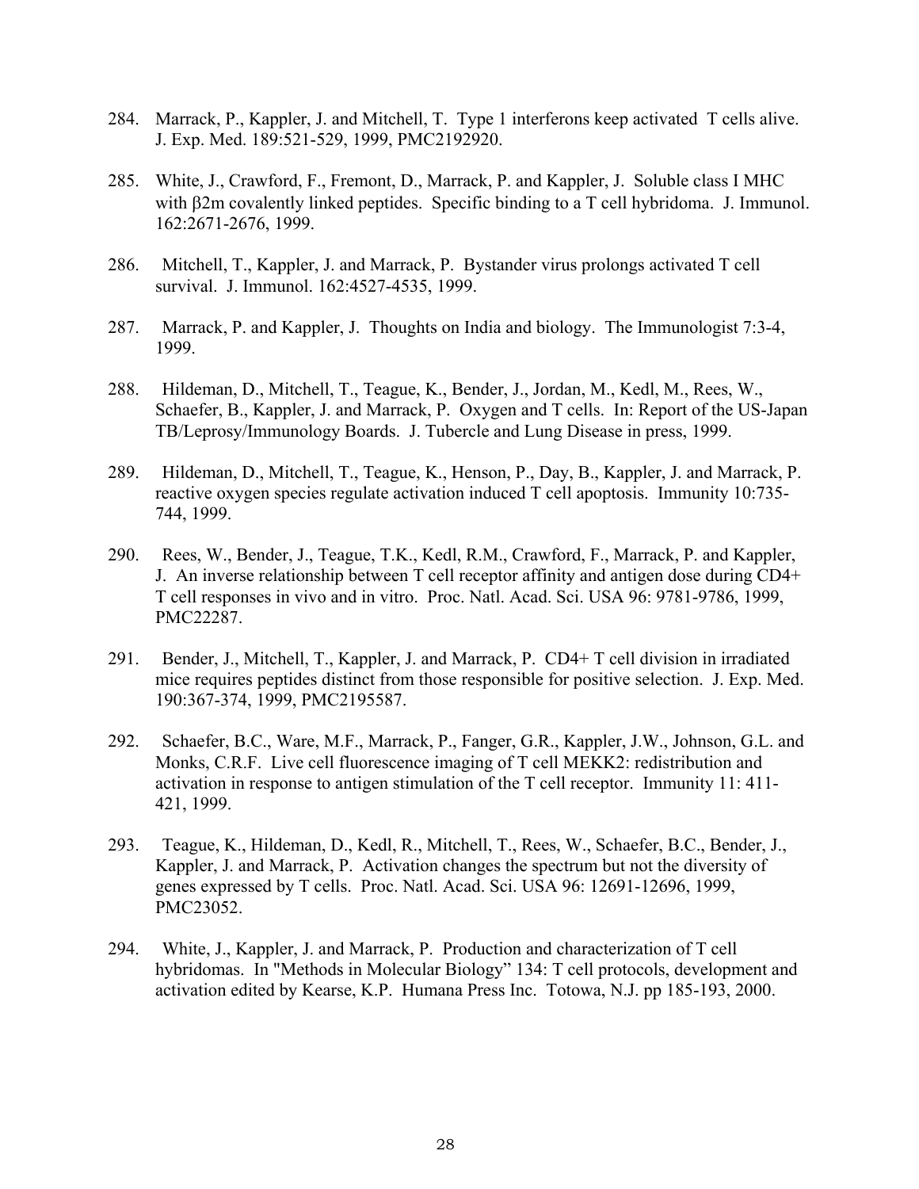284. Marrack, P., Kappler, J. and Mitchell, T. Type 1 interferons keep activated T cells alive. J. Exp. Med. 189:521-529, 1999, PMC2192920.

285. White, J., Crawford, F., Fremont, D., Marrack, P. and Kappler, J. Soluble class I MHC with β2m covalently linked peptides. Specific binding to a T cell hybridoma. J. Immunol. 162:2671-2676, 1999.

286. Mitchell, T., Kappler, J. and Marrack, P. Bystander virus prolongs activated T cell survival. J. Immunol. 162:4527-4535, 1999.

287. Marrack, P. and Kappler, J. Thoughts on India and biology. The Immunologist 7:3-4, 1999.

288. Hildeman, D., Mitchell, T., Teague, K., Bender, J., Jordan, M., Kedl, M., Rees, W., Schaefer, B., Kappler, J. and Marrack, P. Oxygen and T cells. In: Report of the US-Japan TB/Leprosy/Immunology Boards. J. Tubercle and Lung Disease in press, 1999.

289. Hildeman, D., Mitchell, T., Teague, K., Henson, P., Day, B., Kappler, J. and Marrack, P. reactive oxygen species regulate activation induced T cell apoptosis. Immunity 10:735-744, 1999.

290. Rees, W., Bender, J., Teague, T.K., Kedl, R.M., Crawford, F., Marrack, P. and Kappler, J. An inverse relationship between T cell receptor affinity and antigen dose during CD4+ T cell responses in vivo and in vitro. Proc. Natl. Acad. Sci. USA 96: 9781-9786, 1999, PMC22287.

291. Bender, J., Mitchell, T., Kappler, J. and Marrack, P. CD4+ T cell division in irradiated mice requires peptides distinct from those responsible for positive selection. J. Exp. Med. 190:367-374, 1999, PMC2195587.

292. Schaefer, B.C., Ware, M.F., Marrack, P., Fanger, G.R., Kappler, J.W., Johnson, G.L. and Monks, C.R.F. Live cell fluorescence imaging of T cell MEKK2: redistribution and activation in response to antigen stimulation of the T cell receptor. Immunity 11: 411-421, 1999.

293. Teague, K., Hildeman, D., Kedl, R., Mitchell, T., Rees, W., Schaefer, B.C., Bender, J., Kappler, J. and Marrack, P. Activation changes the spectrum but not the diversity of genes expressed by T cells. Proc. Natl. Acad. Sci. USA 96: 12691-12696, 1999, PMC23052.

294. White, J., Kappler, J. and Marrack, P. Production and characterization of T cell hybridomas. In "Methods in Molecular Biology" 134: T cell protocols, development and activation edited by Kearse, K.P. Humana Press Inc. Totowa, N.J. pp 185-193, 2000.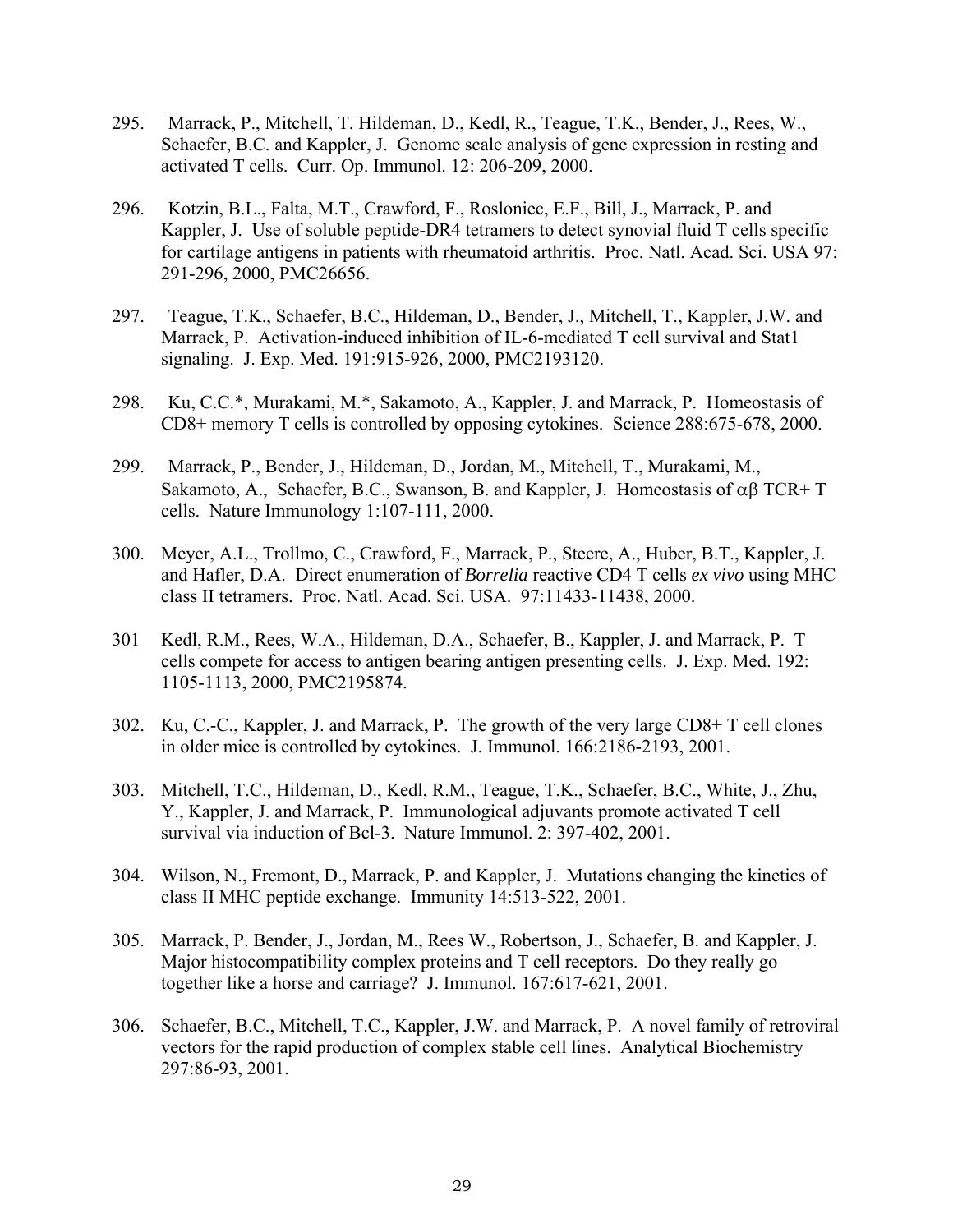295. Marrack, P., Mitchell, T. Hildeman, D., Kedl, R., Teague, T.K., Bender, J., Rees, W., Schaefer, B.C. and Kappler, J. Genome scale analysis of gene expression in resting and activated T cells. Curr. Op. Immunol. 12: 206-209, 2000.

296. Kotzin, B.L., Falta, M.T., Crawford, F., Rosloniec, E.F., Bill, J., Marrack, P. and Kappler, J. Use of soluble peptide-DR4 tetramers to detect synovial fluid T cells specific for cartilage antigens in patients with rheumatoid arthritis. Proc. Natl. Acad. Sci. USA 97: 291-296, 2000, PMC26656.

297. Teague, T.K., Schaefer, B.C., Hildeman, D., Bender, J., Mitchell, T., Kappler, J.W. and Marrack, P. Activation-induced inhibition of IL-6-mediated T cell survival and Stat1 signaling. J. Exp. Med. 191:915-926, 2000, PMC2193120.

298. Ku, C.C.*, Murakami, M.*, Sakamoto, A., Kappler, J. and Marrack, P. Homeostasis of CD8+ memory T cells is controlled by opposing cytokines. Science 288:675-678, 2000.

299. Marrack, P., Bender, J., Hildeman, D., Jordan, M., Mitchell, T., Murakami, M., Sakamoto, A., Schaefer, B.C., Swanson, B. and Kappler, J. Homeostasis of αβ TCR+ T cells. Nature Immunology 1:107-111, 2000.

300. Meyer, A.L., Trollmo, C., Crawford, F., Marrack, P., Steere, A., Huber, B.T., Kappler, J. and Hafler, D.A. Direct enumeration of *Borrelia* reactive CD4 T cells *ex vivo* using MHC class II tetramers. Proc. Natl. Acad. Sci. USA. 97:11433-11438, 2000.

301 Kedl, R.M., Rees, W.A., Hildeman, D.A., Schaefer, B., Kappler, J. and Marrack, P. T cells compete for access to antigen bearing antigen presenting cells. J. Exp. Med. 192: 1105-1113, 2000, PMC2195874.

302. Ku, C.-C., Kappler, J. and Marrack, P. The growth of the very large CD8+ T cell clones in older mice is controlled by cytokines. J. Immunol. 166:2186-2193, 2001.

303. Mitchell, T.C., Hildeman, D., Kedl, R.M., Teague, T.K., Schaefer, B.C., White, J., Zhu, Y., Kappler, J. and Marrack, P. Immunological adjuvants promote activated T cell survival via induction of Bcl-3. Nature Immunol. 2: 397-402, 2001.

304. Wilson, N., Fremont, D., Marrack, P. and Kappler, J. Mutations changing the kinetics of class II MHC peptide exchange. Immunity 14:513-522, 2001.

305. Marrack, P. Bender, J., Jordan, M., Rees W., Robertson, J., Schaefer, B. and Kappler, J. Major histocompatibility complex proteins and T cell receptors. Do they really go together like a horse and carriage? J. Immunol. 167:617-621, 2001.

306. Schaefer, B.C., Mitchell, T.C., Kappler, J.W. and Marrack, P. A novel family of retroviral vectors for the rapid production of complex stable cell lines. Analytical Biochemistry 297:86-93, 2001.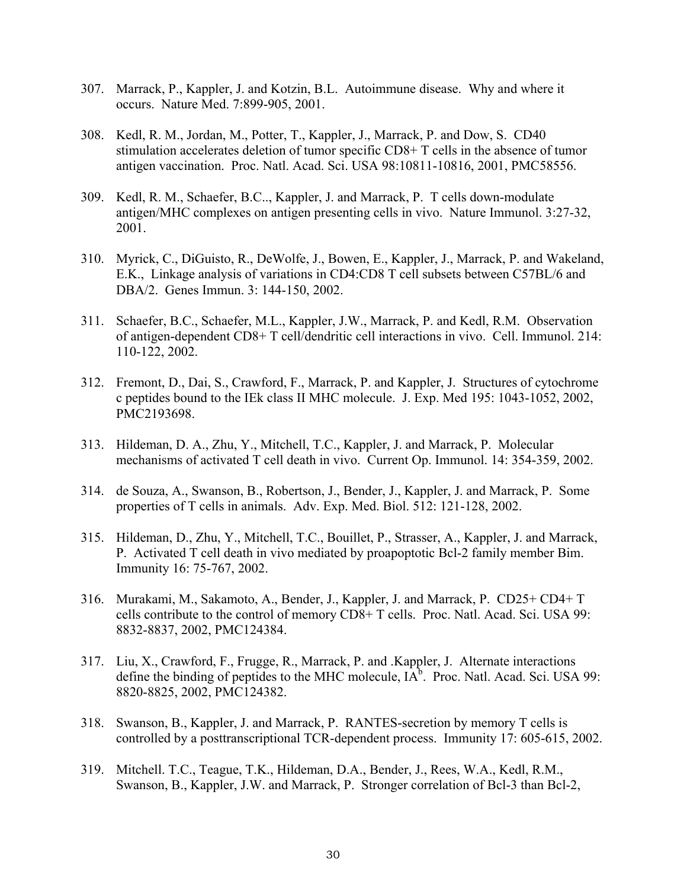307. Marrack, P., Kappler, J. and Kotzin, B.L. Autoimmune disease. Why and where it occurs. Nature Med. 7:899-905, 2001.

308. Kedl, R. M., Jordan, M., Potter, T., Kappler, J., Marrack, P. and Dow, S. CD40 stimulation accelerates deletion of tumor specific CD8+ T cells in the absence of tumor antigen vaccination. Proc. Natl. Acad. Sci. USA 98:10811-10816, 2001, PMC58556.

309. Kedl, R. M., Schaefer, B.C.., Kappler, J. and Marrack, P. T cells down-modulate antigen/MHC complexes on antigen presenting cells in vivo. Nature Immunol. 3:27-32, 2001.

310. Myrick, C., DiGuisto, R., DeWolfe, J., Bowen, E., Kappler, J., Marrack, P. and Wakeland, E.K., Linkage analysis of variations in CD4:CD8 T cell subsets between C57BL/6 and DBA/2. Genes Immun. 3: 144-150, 2002.

311. Schaefer, B.C., Schaefer, M.L., Kappler, J.W., Marrack, P. and Kedl, R.M. Observation of antigen-dependent CD8+ T cell/dendritic cell interactions in vivo. Cell. Immunol. 214: 110-122, 2002.

312. Fremont, D., Dai, S., Crawford, F., Marrack, P. and Kappler, J. Structures of cytochrome c peptides bound to the IEk class II MHC molecule. J. Exp. Med 195: 1043-1052, 2002, PMC2193698.

313. Hildeman, D. A., Zhu, Y., Mitchell, T.C., Kappler, J. and Marrack, P. Molecular mechanisms of activated T cell death in vivo. Current Op. Immunol. 14: 354-359, 2002.

314. de Souza, A., Swanson, B., Robertson, J., Bender, J., Kappler, J. and Marrack, P. Some properties of T cells in animals. Adv. Exp. Med. Biol. 512: 121-128, 2002.

315. Hildeman, D., Zhu, Y., Mitchell, T.C., Bouillet, P., Strasser, A., Kappler, J. and Marrack, P. Activated T cell death in vivo mediated by proapoptotic Bcl-2 family member Bim. Immunity 16: 75-767, 2002.

316. Murakami, M., Sakamoto, A., Bender, J., Kappler, J. and Marrack, P. CD25+ CD4+ T cells contribute to the control of memory CD8+ T cells. Proc. Natl. Acad. Sci. USA 99: 8832-8837, 2002, PMC124384.

317. Liu, X., Crawford, F., Frugge, R., Marrack, P. and .Kappler, J. Alternate interactions define the binding of peptides to the MHC molecule, IA$^{b}$. Proc. Natl. Acad. Sci. USA 99: 8820-8825, 2002, PMC124382.

318. Swanson, B., Kappler, J. and Marrack, P. RANTES-secretion by memory T cells is controlled by a posttranscriptional TCR-dependent process. Immunity 17: 605-615, 2002.

319. Mitchell. T.C., Teague, T.K., Hildeman, D.A., Bender, J., Rees, W.A., Kedl, R.M., Swanson, B., Kappler, J.W. and Marrack, P. Stronger correlation of Bcl-3 than Bcl-2,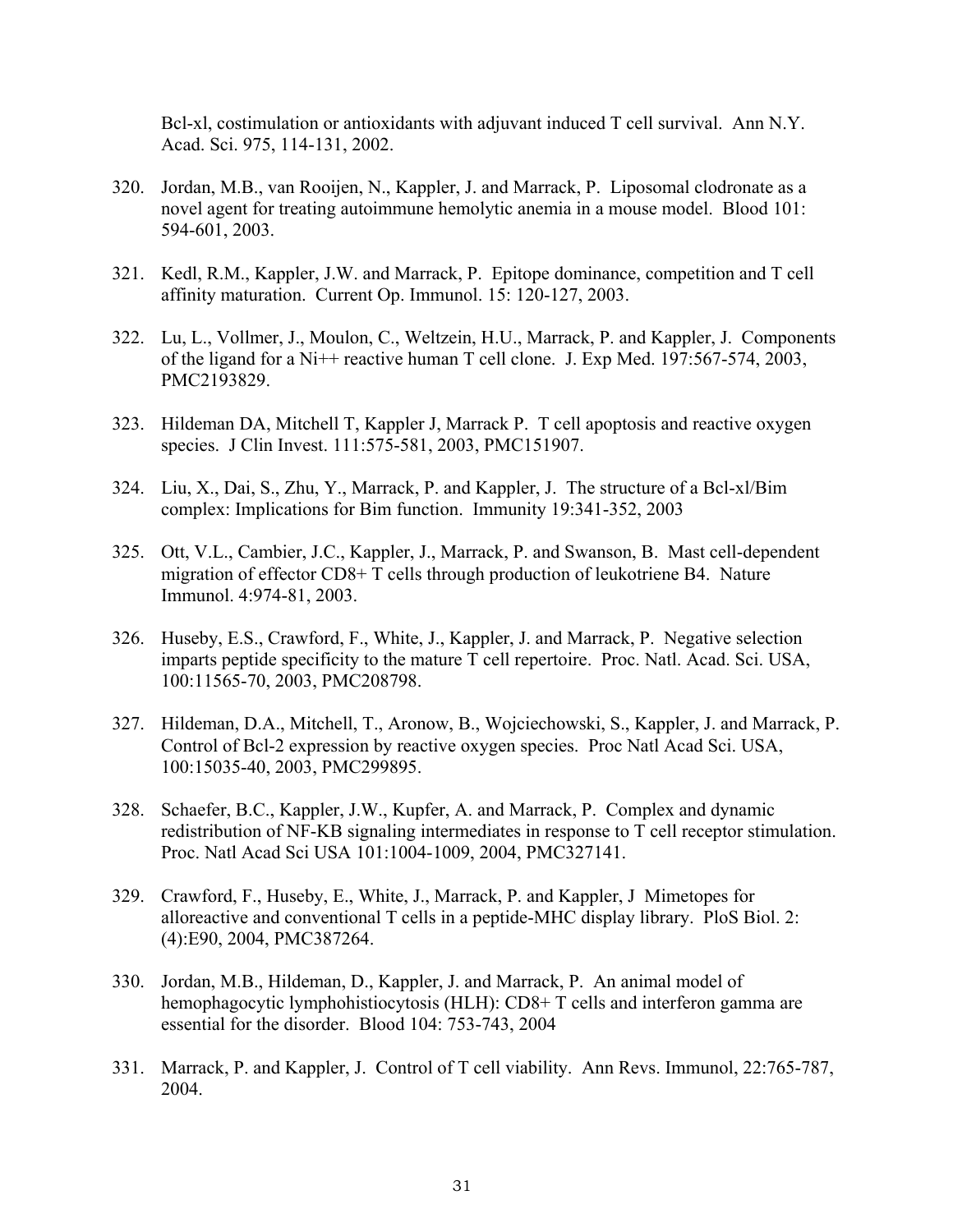Bcl-xl, costimulation or antioxidants with adjuvant induced T cell survival. Ann N.Y. Acad. Sci. 975, 114-131, 2002.

320. Jordan, M.B., van Rooijen, N., Kappler, J. and Marrack, P. Liposomal clodronate as a novel agent for treating autoimmune hemolytic anemia in a mouse model. Blood 101: 594-601, 2003.

321. Kedl, R.M., Kappler, J.W. and Marrack, P. Epitope dominance, competition and T cell affinity maturation. Current Op. Immunol. 15: 120-127, 2003.

322. Lu, L., Vollmer, J., Moulon, C., Weltzein, H.U., Marrack, P. and Kappler, J. Components of the ligand for a Ni++ reactive human T cell clone. J. Exp Med. 197:567-574, 2003, PMC2193829.

323. Hildeman DA, Mitchell T, Kappler J, Marrack P. T cell apoptosis and reactive oxygen species. J Clin Invest. 111:575-581, 2003, PMC151907.

324. Liu, X., Dai, S., Zhu, Y., Marrack, P. and Kappler, J. The structure of a Bcl-xl/Bim complex: Implications for Bim function. Immunity 19:341-352, 2003

325. Ott, V.L., Cambier, J.C., Kappler, J., Marrack, P. and Swanson, B. Mast cell-dependent migration of effector CD8+ T cells through production of leukotriene B4. Nature Immunol. 4:974-81, 2003.

326. Huseby, E.S., Crawford, F., White, J., Kappler, J. and Marrack, P. Negative selection imparts peptide specificity to the mature T cell repertoire. Proc. Natl. Acad. Sci. USA, 100:11565-70, 2003, PMC208798.

327. Hildeman, D.A., Mitchell, T., Aronow, B., Wojciechowski, S., Kappler, J. and Marrack, P. Control of Bcl-2 expression by reactive oxygen species. Proc Natl Acad Sci. USA, 100:15035-40, 2003, PMC299895.

328. Schaefer, B.C., Kappler, J.W., Kupfer, A. and Marrack, P. Complex and dynamic redistribution of NF-KB signaling intermediates in response to T cell receptor stimulation. Proc. Natl Acad Sci USA 101:1004-1009, 2004, PMC327141.

329. Crawford, F., Huseby, E., White, J., Marrack, P. and Kappler, J Mimetopes for alloreactive and conventional T cells in a peptide-MHC display library. PloS Biol. 2: (4):E90, 2004, PMC387264.

330. Jordan, M.B., Hildeman, D., Kappler, J. and Marrack, P. An animal model of hemophagocytic lymphohistiocytosis (HLH): CD8+ T cells and interferon gamma are essential for the disorder. Blood 104: 753-743, 2004

331. Marrack, P. and Kappler, J. Control of T cell viability. Ann Revs. Immunol, 22:765-787, 2004.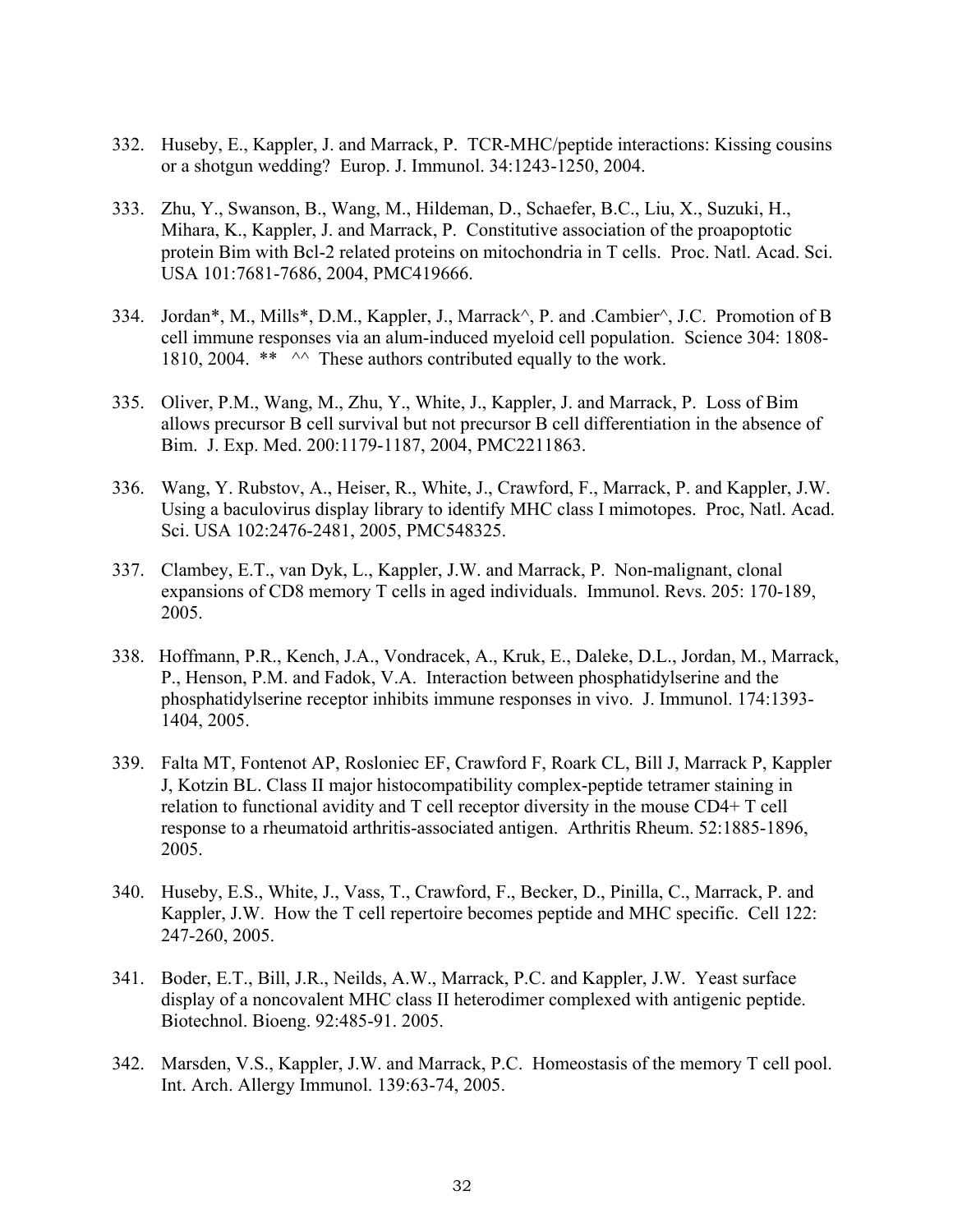332. Huseby, E., Kappler, J. and Marrack, P. TCR-MHC/peptide interactions: Kissing cousins or a shotgun wedding? Europ. J. Immunol. 34:1243-1250, 2004.

333. Zhu, Y., Swanson, B., Wang, M., Hildeman, D., Schaefer, B.C., Liu, X., Suzuki, H., Mihara, K., Kappler, J. and Marrack, P. Constitutive association of the proapoptotic protein Bim with Bcl-2 related proteins on mitochondria in T cells. Proc. Natl. Acad. Sci. USA 101:7681-7686, 2004, PMC419666.

334. Jordan*, M., Mills*, D.M., Kappler, J., Marrack^, P. and .Cambier^, J.C. Promotion of B cell immune responses via an alum-induced myeloid cell population. Science 304: 1808-1810, 2004. ** ^^ These authors contributed equally to the work.

335. Oliver, P.M., Wang, M., Zhu, Y., White, J., Kappler, J. and Marrack, P. Loss of Bim allows precursor B cell survival but not precursor B cell differentiation in the absence of Bim. J. Exp. Med. 200:1179-1187, 2004, PMC2211863.

336. Wang, Y. Rubstov, A., Heiser, R., White, J., Crawford, F., Marrack, P. and Kappler, J.W. Using a baculovirus display library to identify MHC class I mimotopes. Proc, Natl. Acad. Sci. USA 102:2476-2481, 2005, PMC548325.

337. Clambey, E.T., van Dyk, L., Kappler, J.W. and Marrack, P. Non-malignant, clonal expansions of CD8 memory T cells in aged individuals. Immunol. Revs. 205: 170-189, 2005.

338. Hoffmann, P.R., Kench, J.A., Vondracek, A., Kruk, E., Daleke, D.L., Jordan, M., Marrack, P., Henson, P.M. and Fadok, V.A. Interaction between phosphatidylserine and the phosphatidylserine receptor inhibits immune responses in vivo. J. Immunol. 174:1393-1404, 2005.

339. Falta MT, Fontenot AP, Rosloniec EF, Crawford F, Roark CL, Bill J, Marrack P, Kappler J, Kotzin BL. Class II major histocompatibility complex-peptide tetramer staining in relation to functional avidity and T cell receptor diversity in the mouse CD4+ T cell response to a rheumatoid arthritis-associated antigen. Arthritis Rheum. 52:1885-1896, 2005.

340. Huseby, E.S., White, J., Vass, T., Crawford, F., Becker, D., Pinilla, C., Marrack, P. and Kappler, J.W. How the T cell repertoire becomes peptide and MHC specific. Cell 122: 247-260, 2005.

341. Boder, E.T., Bill, J.R., Neilds, A.W., Marrack, P.C. and Kappler, J.W. Yeast surface display of a noncovalent MHC class II heterodimer complexed with antigenic peptide. Biotechnol. Bioeng. 92:485-91. 2005.

342. Marsden, V.S., Kappler, J.W. and Marrack, P.C. Homeostasis of the memory T cell pool. Int. Arch. Allergy Immunol. 139:63-74, 2005.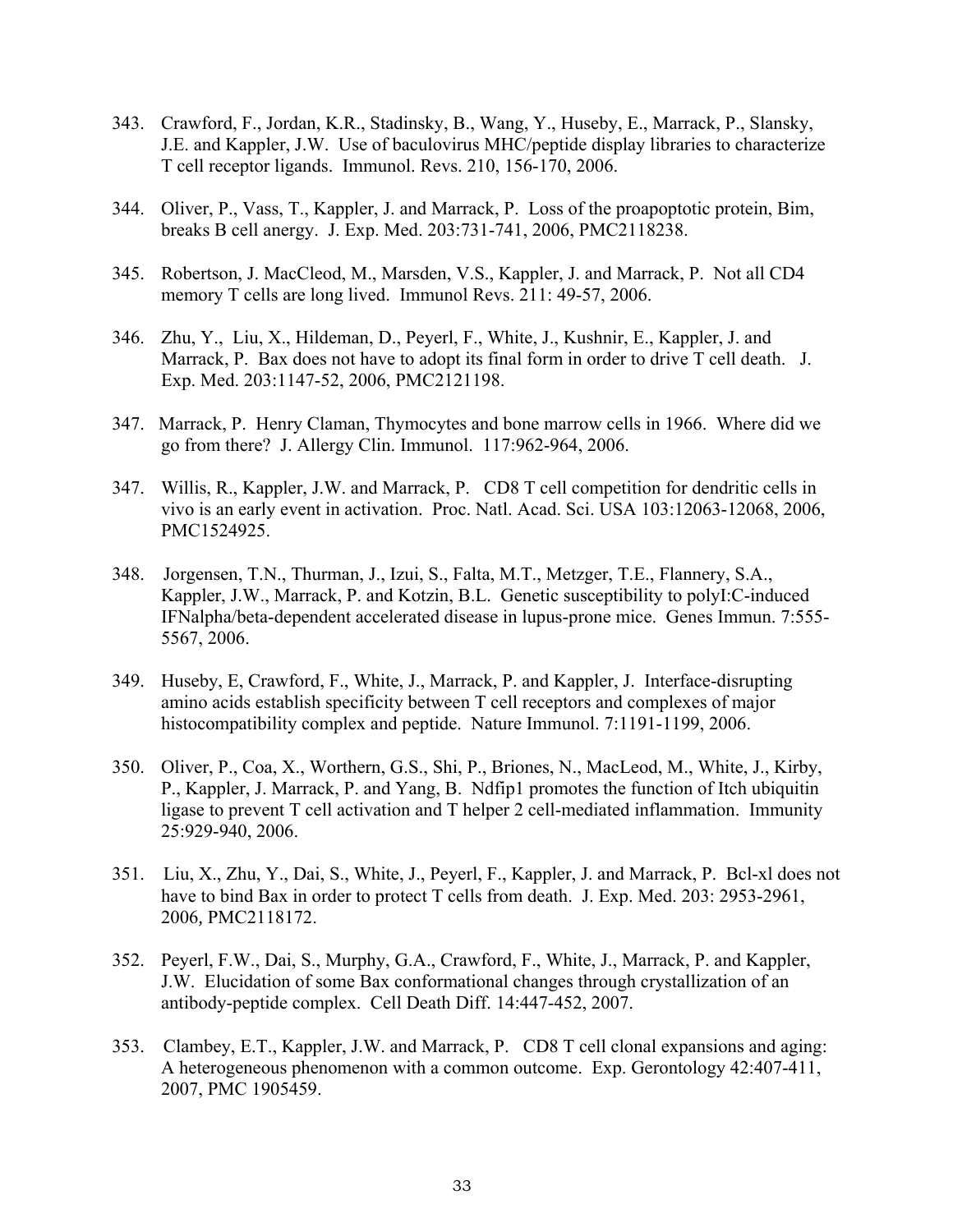343. Crawford, F., Jordan, K.R., Stadinsky, B., Wang, Y., Huseby, E., Marrack, P., Slansky, J.E. and Kappler, J.W. Use of baculovirus MHC/peptide display libraries to characterize T cell receptor ligands. Immunol. Revs. 210, 156-170, 2006.

344. Oliver, P., Vass, T., Kappler, J. and Marrack, P. Loss of the proapoptotic protein, Bim, breaks B cell anergy. J. Exp. Med. 203:731-741, 2006, PMC2118238.

345. Robertson, J. MacCleod, M., Marsden, V.S., Kappler, J. and Marrack, P. Not all CD4 memory T cells are long lived. Immunol Revs. 211: 49-57, 2006.

346. Zhu, Y., Liu, X., Hildeman, D., Peyerl, F., White, J., Kushnir, E., Kappler, J. and Marrack, P. Bax does not have to adopt its final form in order to drive T cell death. J. Exp. Med. 203:1147-52, 2006, PMC2121198.

347. Marrack, P. Henry Claman, Thymocytes and bone marrow cells in 1966. Where did we go from there? J. Allergy Clin. Immunol. 117:962-964, 2006.

347. Willis, R., Kappler, J.W. and Marrack, P. CD8 T cell competition for dendritic cells in vivo is an early event in activation. Proc. Natl. Acad. Sci. USA 103:12063-12068, 2006, PMC1524925.

348. Jorgensen, T.N., Thurman, J., Izui, S., Falta, M.T., Metzger, T.E., Flannery, S.A., Kappler, J.W., Marrack, P. and Kotzin, B.L. Genetic susceptibility to polyI:C-induced IFNalpha/beta-dependent accelerated disease in lupus-prone mice. Genes Immun. 7:555-5567, 2006.

349. Huseby, E, Crawford, F., White, J., Marrack, P. and Kappler, J. Interface-disrupting amino acids establish specificity between T cell receptors and complexes of major histocompatibility complex and peptide. Nature Immunol. 7:1191-1199, 2006.

350. Oliver, P., Coa, X., Worthern, G.S., Shi, P., Briones, N., MacLeod, M., White, J., Kirby, P., Kappler, J. Marrack, P. and Yang, B. Ndfip1 promotes the function of Itch ubiquitin ligase to prevent T cell activation and T helper 2 cell-mediated inflammation. Immunity 25:929-940, 2006.

351. Liu, X., Zhu, Y., Dai, S., White, J., Peyerl, F., Kappler, J. and Marrack, P. Bcl-xl does not have to bind Bax in order to protect T cells from death. J. Exp. Med. 203: 2953-2961, 2006, PMC2118172.

352. Peyerl, F.W., Dai, S., Murphy, G.A., Crawford, F., White, J., Marrack, P. and Kappler, J.W. Elucidation of some Bax conformational changes through crystallization of an antibody-peptide complex. Cell Death Diff. 14:447-452, 2007.

353. Clambey, E.T., Kappler, J.W. and Marrack, P. CD8 T cell clonal expansions and aging: A heterogeneous phenomenon with a common outcome. Exp. Gerontology 42:407-411, 2007, PMC 1905459.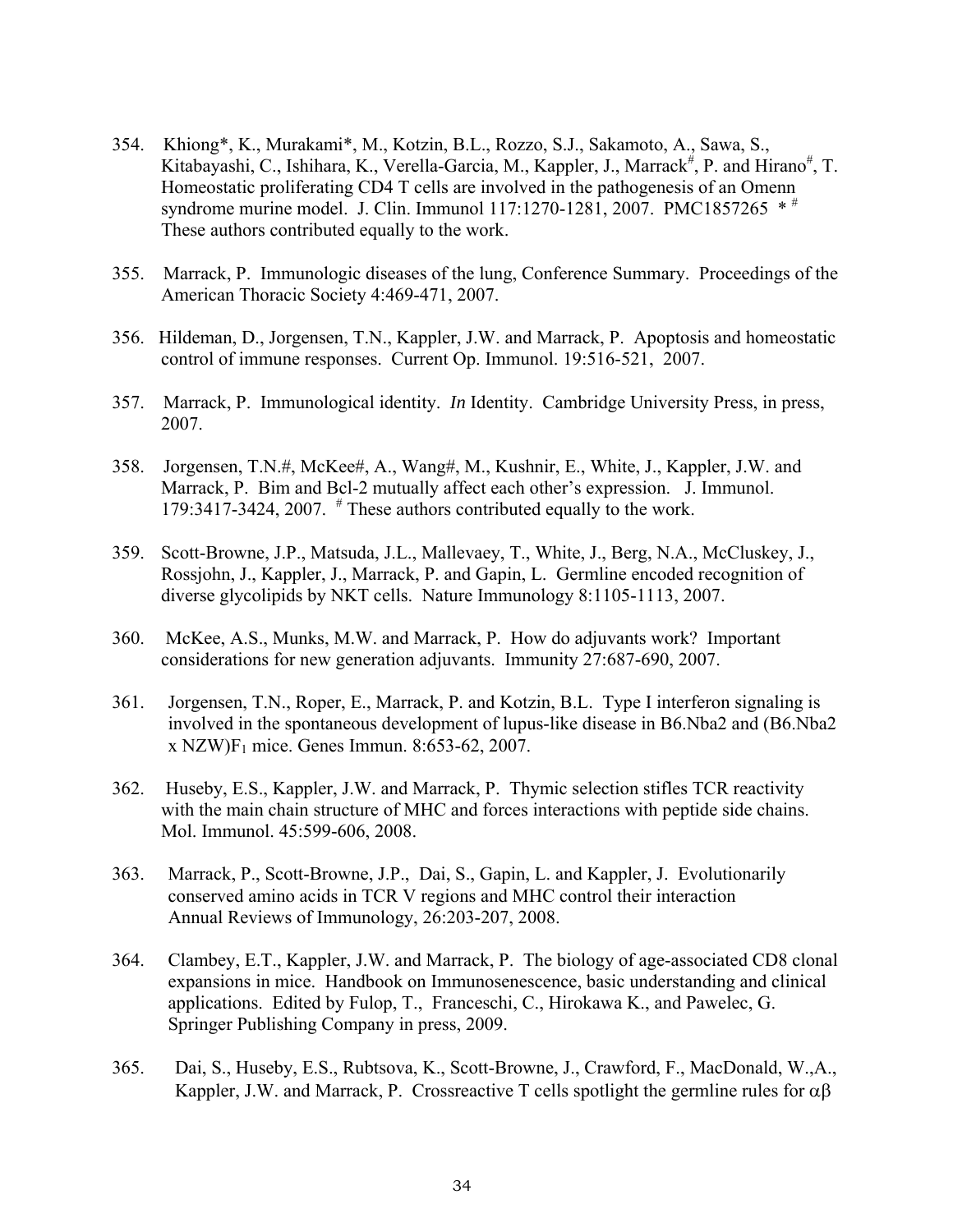354. Khiong*, K., Murakami*, M., Kotzin, B.L., Rozzo, S.J., Sakamoto, A., Sawa, S., Kitabayashi, C., Ishihara, K., Verella-Garcia, M., Kappler, J., Marrack[#], P. and Hirano[#], T. Homeostatic proliferating CD4 T cells are involved in the pathogenesis of an Omenn syndrome murine model. J. Clin. Immunol 117:1270-1281, 2007. PMC1857265 * [#] These authors contributed equally to the work.

355. Marrack, P. Immunologic diseases of the lung, Conference Summary. Proceedings of the American Thoracic Society 4:469-471, 2007.

356. Hildeman, D., Jorgensen, T.N., Kappler, J.W. and Marrack, P. Apoptosis and homeostatic control of immune responses. Current Op. Immunol. 19:516-521, 2007.

357. Marrack, P. Immunological identity. *In* Identity. Cambridge University Press, in press, 2007.

358. Jorgensen, T.N.#, McKee#, A., Wang#, M., Kushnir, E., White, J., Kappler, J.W. and Marrack, P. Bim and Bcl-2 mutually affect each other's expression. J. Immunol. 179:3417-3424, 2007. [#] These authors contributed equally to the work.

359. Scott-Browne, J.P., Matsuda, J.L., Mallevaey, T., White, J., Berg, N.A., McCluskey, J., Rossjohn, J., Kappler, J., Marrack, P. and Gapin, L. Germline encoded recognition of diverse glycolipids by NKT cells. Nature Immunology 8:1105-1113, 2007.

360. McKee, A.S., Munks, M.W. and Marrack, P. How do adjuvants work? Important considerations for new generation adjuvants. Immunity 27:687-690, 2007.

361. Jorgensen, T.N., Roper, E., Marrack, P. and Kotzin, B.L. Type I interferon signaling is involved in the spontaneous development of lupus-like disease in B6.Nba2 and (B6.Nba2 x NZW)$F_1$ mice. Genes Immun. 8:653-62, 2007.

362. Huseby, E.S., Kappler, J.W. and Marrack, P. Thymic selection stifles TCR reactivity with the main chain structure of MHC and forces interactions with peptide side chains. Mol. Immunol. 45:599-606, 2008.

363. Marrack, P., Scott-Browne, J.P., Dai, S., Gapin, L. and Kappler, J. Evolutionarily conserved amino acids in TCR V regions and MHC control their interaction Annual Reviews of Immunology, 26:203-207, 2008.

364. Clambey, E.T., Kappler, J.W. and Marrack, P. The biology of age-associated CD8 clonal expansions in mice. Handbook on Immunosenescence, basic understanding and clinical applications. Edited by Fulop, T., Franceschi, C., Hirokawa K., and Pawelec, G. Springer Publishing Company in press, 2009.

365. Dai, S., Huseby, E.S., Rubtsova, K., Scott-Browne, J., Crawford, F., MacDonald, W.,A., Kappler, J.W. and Marrack, P. Crossreactive T cells spotlight the germline rules for $\alpha\beta$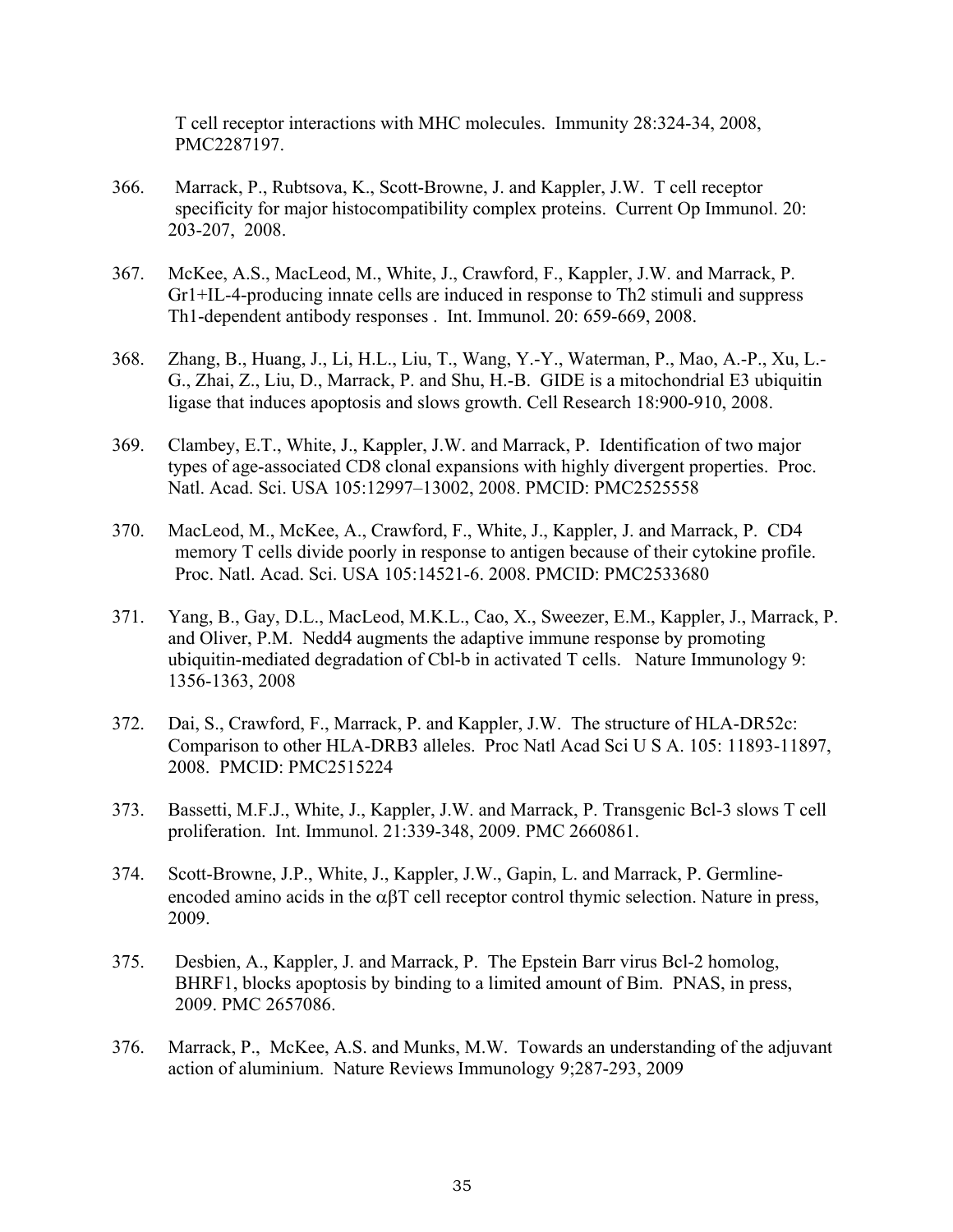T cell receptor interactions with MHC molecules. Immunity 28:324-34, 2008, PMC2287197.

366. Marrack, P., Rubtsova, K., Scott-Browne, J. and Kappler, J.W. T cell receptor specificity for major histocompatibility complex proteins. Current Op Immunol. 20: 203-207, 2008.

367. McKee, A.S., MacLeod, M., White, J., Crawford, F., Kappler, J.W. and Marrack, P. Gr1+IL-4-producing innate cells are induced in response to Th2 stimuli and suppress Th1-dependent antibody responses . Int. Immunol. 20: 659-669, 2008.

368. Zhang, B., Huang, J., Li, H.L., Liu, T., Wang, Y.-Y., Waterman, P., Mao, A.-P., Xu, L.-G., Zhai, Z., Liu, D., Marrack, P. and Shu, H.-B. GIDE is a mitochondrial E3 ubiquitin ligase that induces apoptosis and slows growth. Cell Research 18:900-910, 2008.

369. Clambey, E.T., White, J., Kappler, J.W. and Marrack, P. Identification of two major types of age-associated CD8 clonal expansions with highly divergent properties. Proc. Natl. Acad. Sci. USA 105:12997–13002, 2008. PMCID: PMC2525558

370. MacLeod, M., McKee, A., Crawford, F., White, J., Kappler, J. and Marrack, P. CD4 memory T cells divide poorly in response to antigen because of their cytokine profile. Proc. Natl. Acad. Sci. USA 105:14521-6. 2008. PMCID: PMC2533680

371. Yang, B., Gay, D.L., MacLeod, M.K.L., Cao, X., Sweezer, E.M., Kappler, J., Marrack, P. and Oliver, P.M. Nedd4 augments the adaptive immune response by promoting ubiquitin-mediated degradation of Cbl-b in activated T cells. Nature Immunology 9: 1356-1363, 2008

372. Dai, S., Crawford, F., Marrack, P. and Kappler, J.W. The structure of HLA-DR52c: Comparison to other HLA-DRB3 alleles. Proc Natl Acad Sci U S A. 105: 11893-11897, 2008. PMCID: PMC2515224

373. Bassetti, M.F.J., White, J., Kappler, J.W. and Marrack, P. Transgenic Bcl-3 slows T cell proliferation. Int. Immunol. 21:339-348, 2009. PMC 2660861.

374. Scott-Browne, J.P., White, J., Kappler, J.W., Gapin, L. and Marrack, P. Germline-encoded amino acids in the αβT cell receptor control thymic selection. Nature in press, 2009.

375. Desbien, A., Kappler, J. and Marrack, P. The Epstein Barr virus Bcl-2 homolog, BHRF1, blocks apoptosis by binding to a limited amount of Bim. PNAS, in press, 2009. PMC 2657086.

376. Marrack, P., McKee, A.S. and Munks, M.W. Towards an understanding of the adjuvant action of aluminium. Nature Reviews Immunology 9;287-293, 2009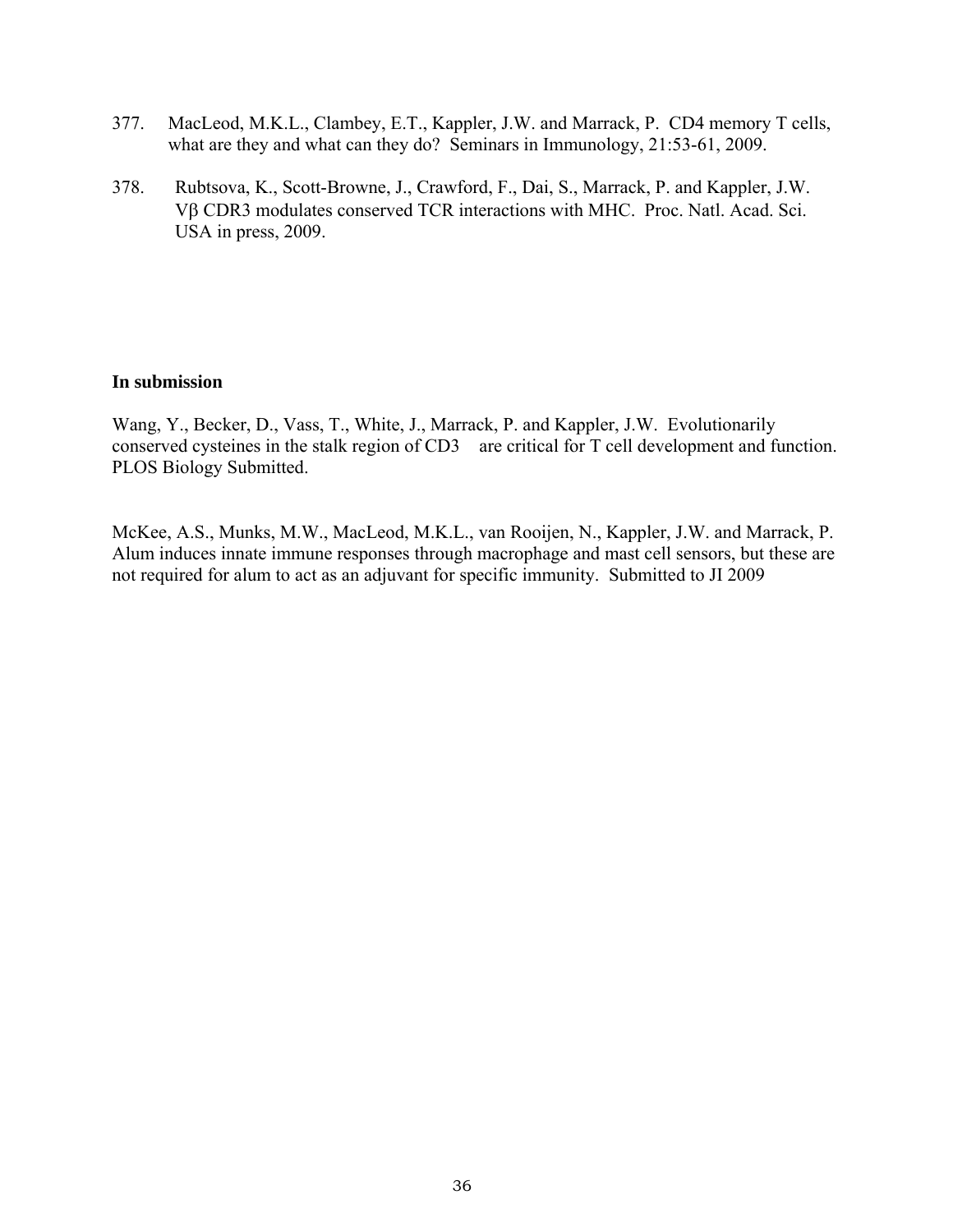377. MacLeod, M.K.L., Clambey, E.T., Kappler, J.W. and Marrack, P. CD4 memory T cells, what are they and what can they do? Seminars in Immunology, 21:53-61, 2009.

378. Rubtsova, K., Scott-Browne, J., Crawford, F., Dai, S., Marrack, P. and Kappler, J.W. Vβ CDR3 modulates conserved TCR interactions with MHC. Proc. Natl. Acad. Sci. USA in press, 2009.

**In submission**

Wang, Y., Becker, D., Vass, T., White, J., Marrack, P. and Kappler, J.W. Evolutionarily conserved cysteines in the stalk region of CD3 are critical for T cell development and function. PLOS Biology Submitted.

McKee, A.S., Munks, M.W., MacLeod, M.K.L., van Rooijen, N., Kappler, J.W. and Marrack, P. Alum induces innate immune responses through macrophage and mast cell sensors, but these are not required for alum to act as an adjuvant for specific immunity. Submitted to JI 2009